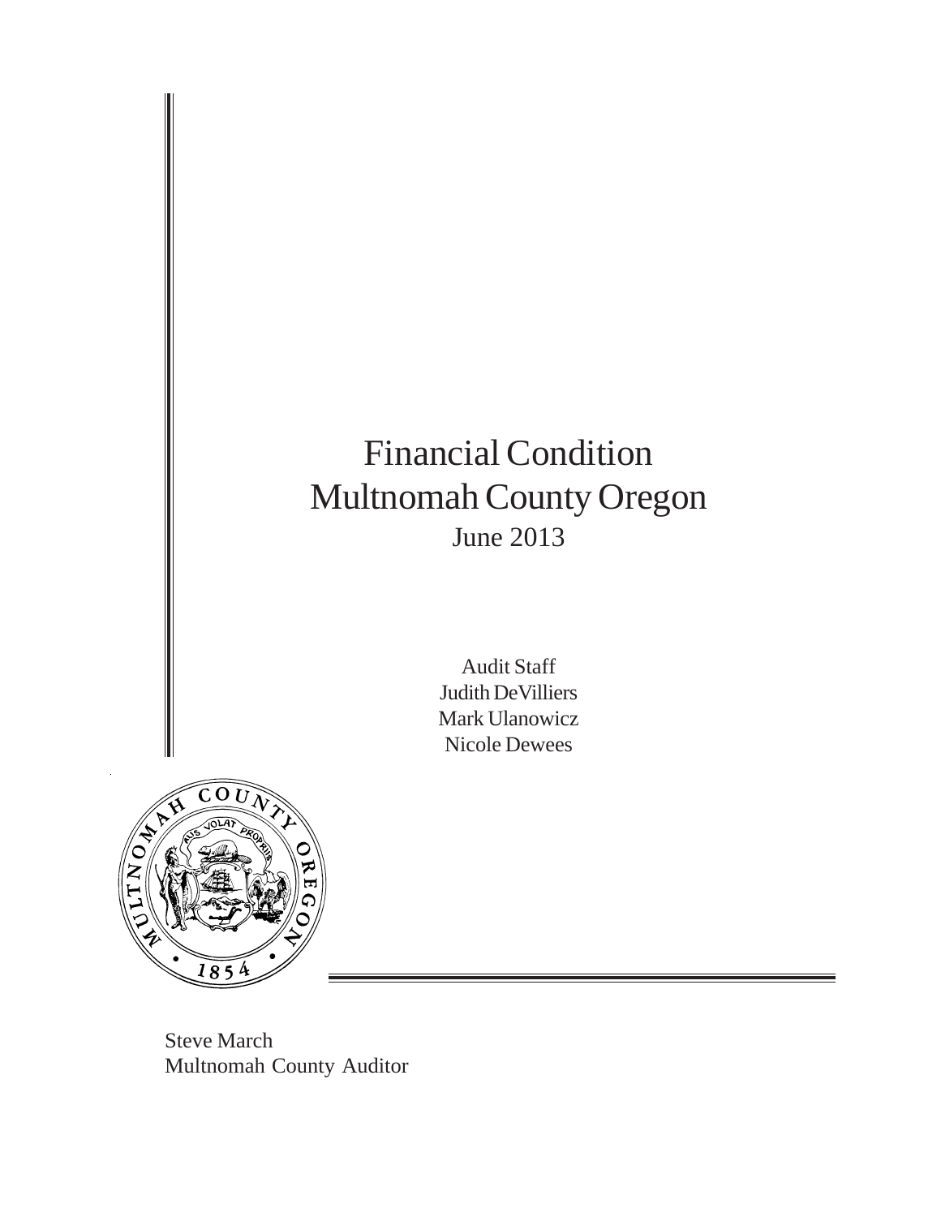# Financial Condition Multnomah County Oregon

June 2013

Audit Staff
Judith DeVilliers
Mark Ulanowicz
Nicole Dewees

Steve March
Multnomah County Auditor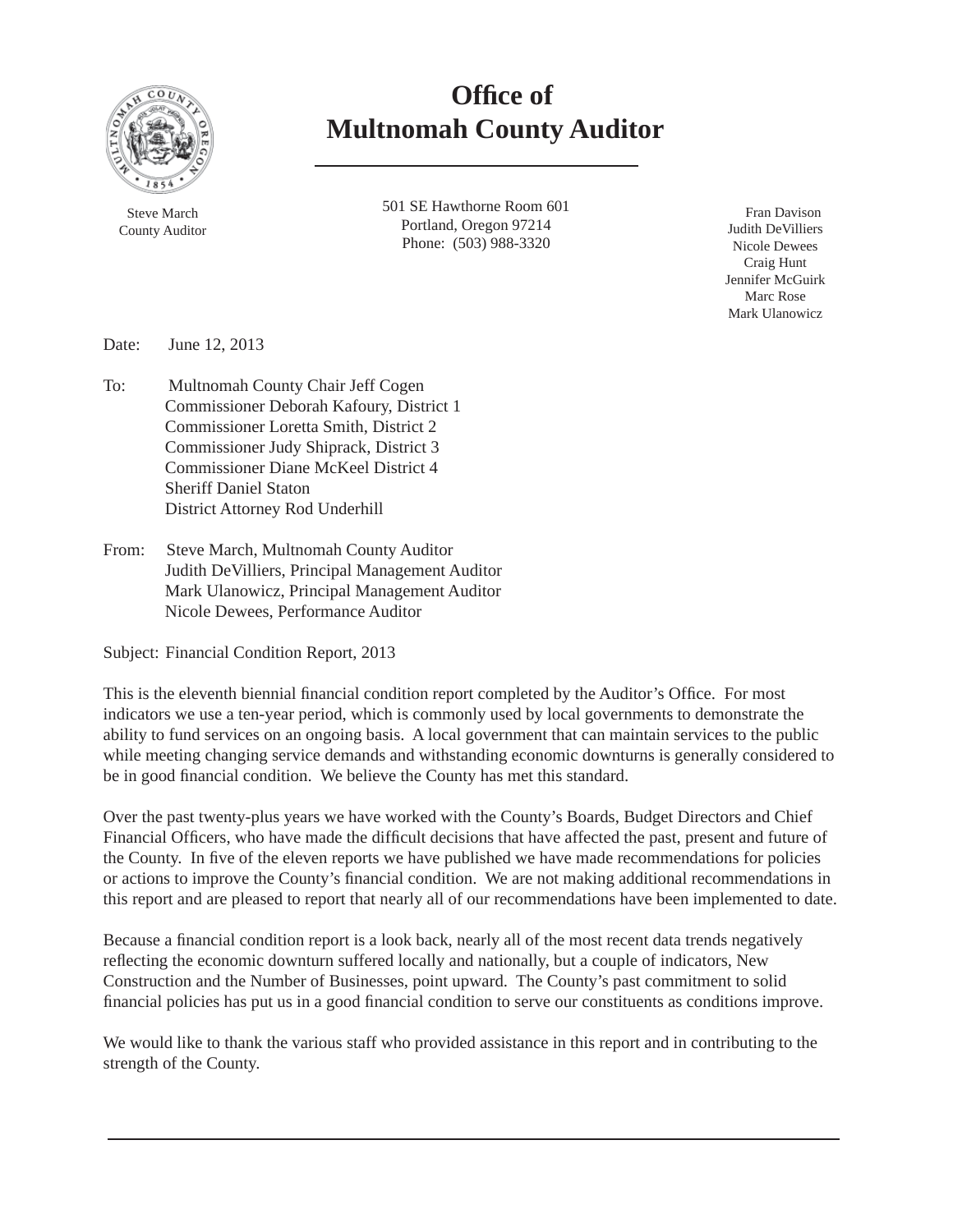# Office of Multnomah County Auditor

Steve March
County Auditor

501 SE Hawthorne Room 601
Portland, Oregon 97214
Phone: (503) 988-3320

Fran Davison
Judith DeVilliers
Nicole Dewees
Craig Hunt
Jennifer McGuirk
Marc Rose
Mark Ulanowicz

Date: June 12, 2013

To: Multnomah County Chair Jeff Cogen
Commissioner Deborah Kafoury, District 1
Commissioner Loretta Smith, District 2
Commissioner Judy Shiprack, District 3
Commissioner Diane McKeel District 4
Sheriff Daniel Staton
District Attorney Rod Underhill

From: Steve March, Multnomah County Auditor
Judith DeVilliers, Principal Management Auditor
Mark Ulanowicz, Principal Management Auditor
Nicole Dewees, Performance Auditor

Subject: Financial Condition Report, 2013

This is the eleventh biennial financial condition report completed by the Auditor's Office. For most indicators we use a ten-year period, which is commonly used by local governments to demonstrate the ability to fund services on an ongoing basis. A local government that can maintain services to the public while meeting changing service demands and withstanding economic downturns is generally considered to be in good financial condition. We believe the County has met this standard.

Over the past twenty-plus years we have worked with the County's Boards, Budget Directors and Chief Financial Officers, who have made the difficult decisions that have affected the past, present and future of the County. In five of the eleven reports we have published we have made recommendations for policies or actions to improve the County's financial condition. We are not making additional recommendations in this report and are pleased to report that nearly all of our recommendations have been implemented to date.

Because a financial condition report is a look back, nearly all of the most recent data trends negatively reflecting the economic downturn suffered locally and nationally, but a couple of indicators, New Construction and the Number of Businesses, point upward. The County's past commitment to solid financial policies has put us in a good financial condition to serve our constituents as conditions improve.

We would like to thank the various staff who provided assistance in this report and in contributing to the strength of the County.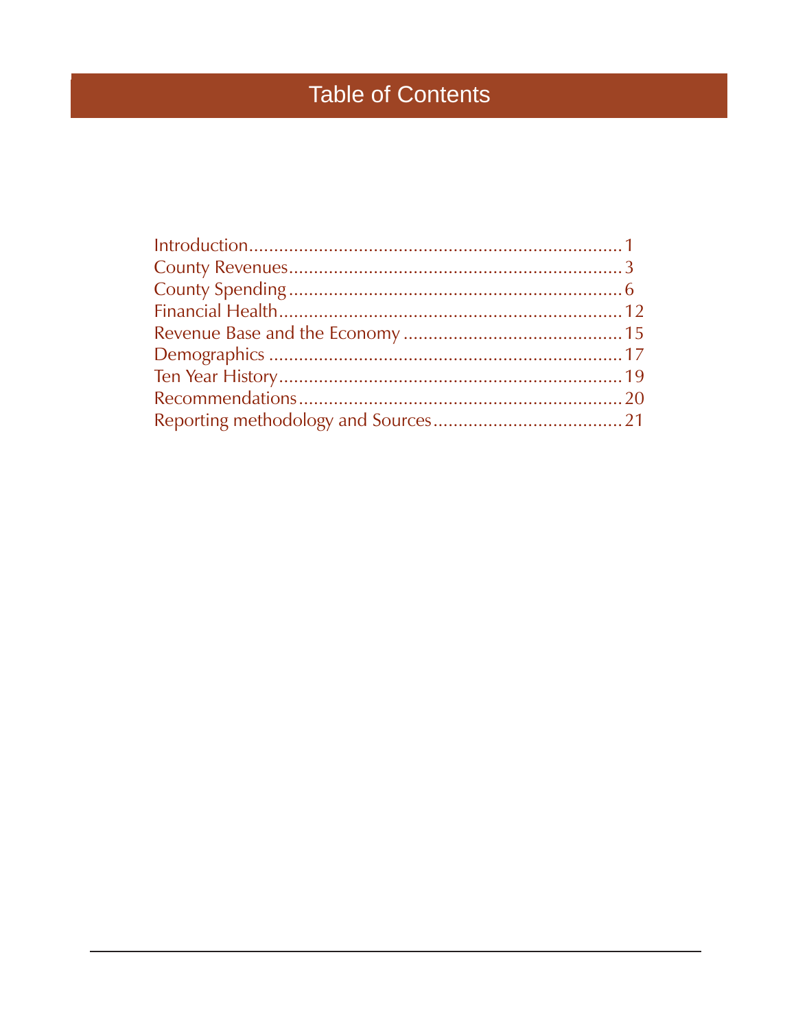# Table of Contents

Introduction........................................................................1
County Revenues.................................................................3
County Spending.................................................................6
Financial Health..................................................................12
Revenue Base and the Economy ........................................15
Demographics ....................................................................17
Ten Year History.................................................................19
Recommendations..............................................................20
Reporting methodology and Sources..................................21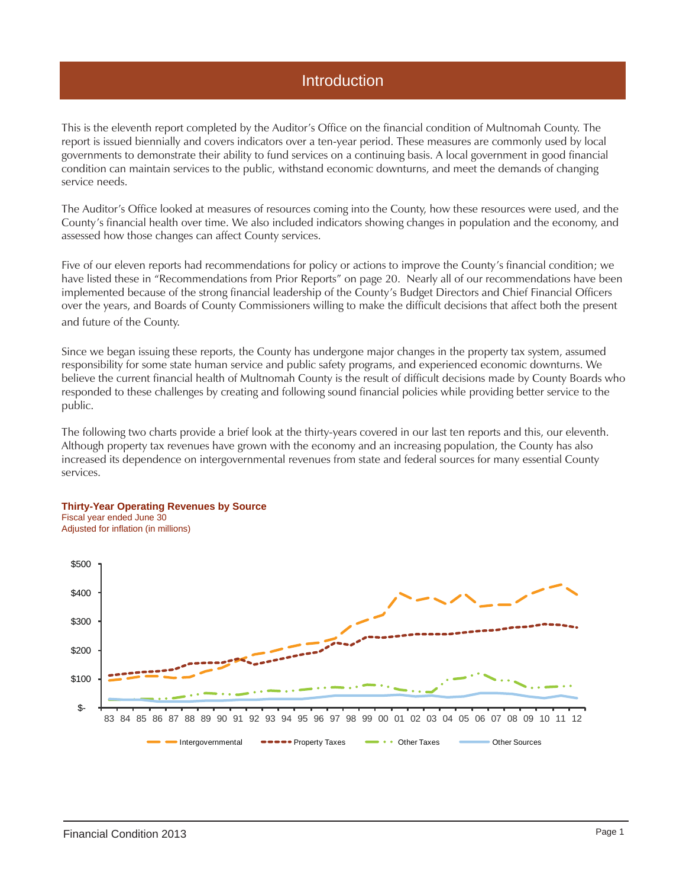# Introduction

This is the eleventh report completed by the Auditor's Office on the financial condition of Multnomah County. The report is issued biennially and covers indicators over a ten-year period. These measures are commonly used by local governments to demonstrate their ability to fund services on a continuing basis. A local government in good financial condition can maintain services to the public, withstand economic downturns, and meet the demands of changing service needs.

The Auditor's Office looked at measures of resources coming into the County, how these resources were used, and the County's financial health over time. We also included indicators showing changes in population and the economy, and assessed how those changes can affect County services.

Five of our eleven reports had recommendations for policy or actions to improve the County's financial condition; we have listed these in "Recommendations from Prior Reports" on page 20. Nearly all of our recommendations have been implemented because of the strong financial leadership of the County's Budget Directors and Chief Financial Officers over the years, and Boards of County Commissioners willing to make the difficult decisions that affect both the present and future of the County.

Since we began issuing these reports, the County has undergone major changes in the property tax system, assumed responsibility for some state human service and public safety programs, and experienced economic downturns. We believe the current financial health of Multnomah County is the result of difficult decisions made by County Boards who responded to these challenges by creating and following sound financial policies while providing better service to the public.

The following two charts provide a brief look at the thirty-years covered in our last ten reports and this, our eleventh. Although property tax revenues have grown with the economy and an increasing population, the County has also increased its dependence on intergovernmental revenues from state and federal sources for many essential County services.

**Thirty-Year Operating Revenues by Source**
Fiscal year ended June 30
Adjusted for inflation (in millions)

$500, $400, $300, $200, $100, $-

83 84 85 86 87 88 89 90 91 92 93 94 95 96 97 98 99 00 01 02 03 04 05 06 07 08 09 10 11 12

Intergovernmental | Property Taxes | Other Taxes | Other Sources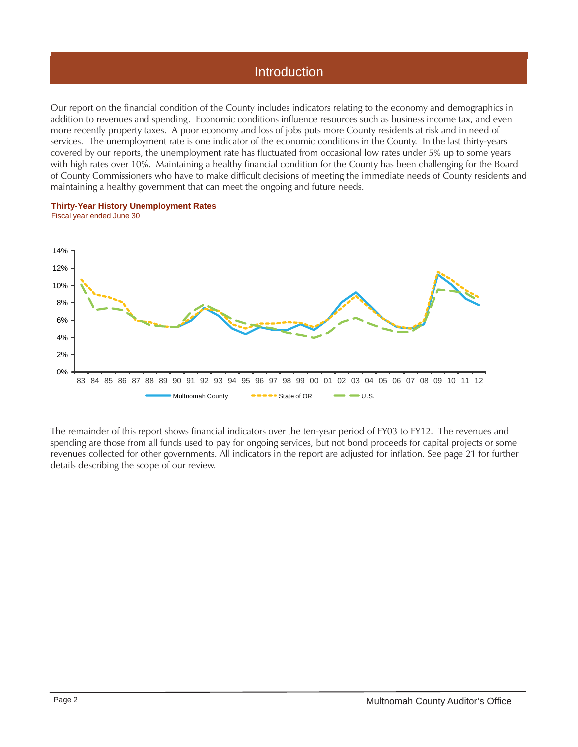# Introduction

Our report on the financial condition of the County includes indicators relating to the economy and demographics in addition to revenues and spending. Economic conditions influence resources such as business income tax, and even more recently property taxes. A poor economy and loss of jobs puts more County residents at risk and in need of services. The unemployment rate is one indicator of the economic conditions in the County. In the last thirty-years covered by our reports, the unemployment rate has fluctuated from occasional low rates under 5% up to some years with high rates over 10%. Maintaining a healthy financial condition for the County has been challenging for the Board of County Commissioners who have to make difficult decisions of meeting the immediate needs of County residents and maintaining a healthy government that can meet the ongoing and future needs.

**Thirty-Year History Unemployment Rates**
Fiscal year ended June 30

The remainder of this report shows financial indicators over the ten-year period of FY03 to FY12. The revenues and spending are those from all funds used to pay for ongoing services, but not bond proceeds for capital projects or some revenues collected for other governments. All indicators in the report are adjusted for inflation. See page 21 for further details describing the scope of our review.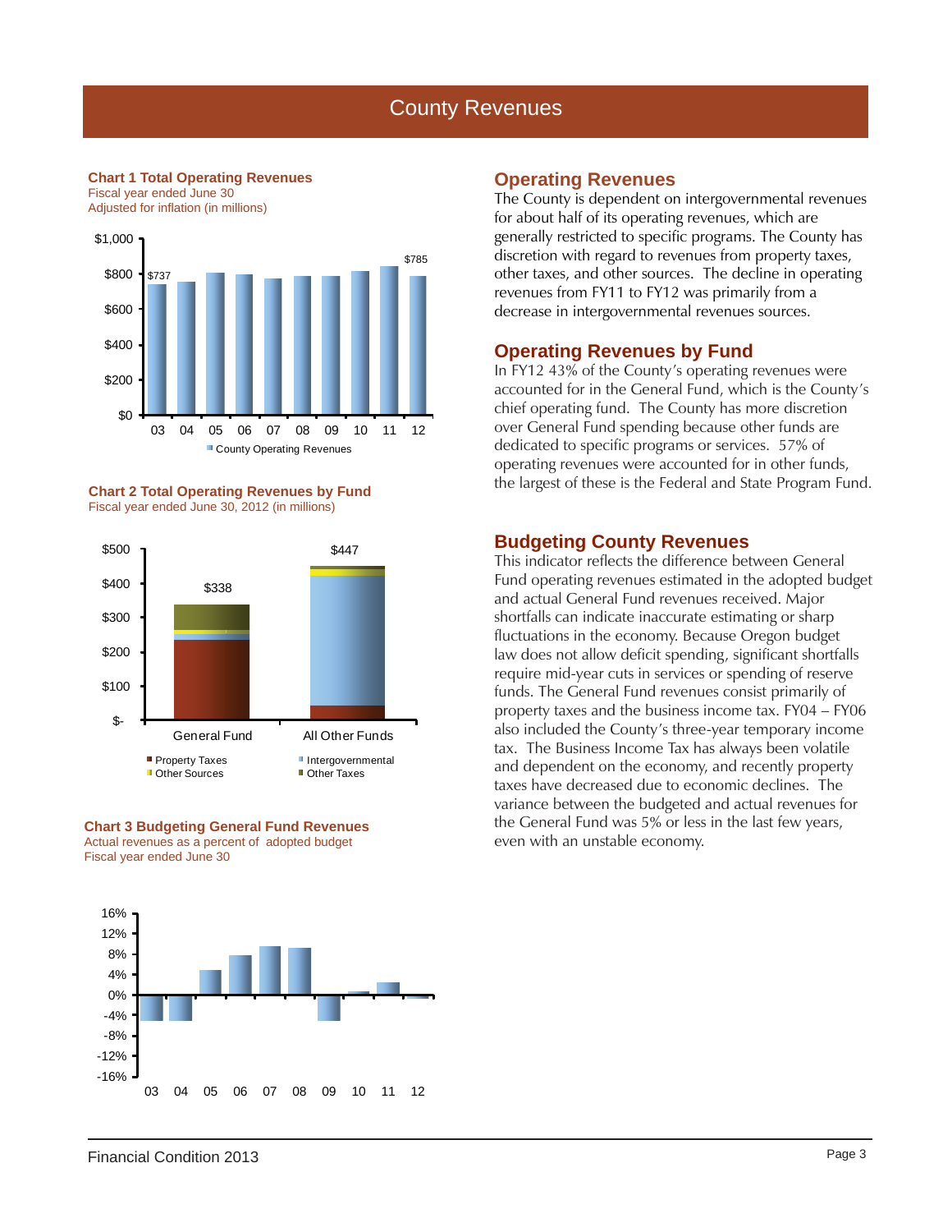# County Revenues

**Chart 1 Total Operating Revenues**
Fiscal year ended June 30
Adjusted for inflation (in millions)

$1,000
$800
$600
$400
$200
$0

$737 (03) … $785 (12)

03 04 05 06 07 08 09 10 11 12

County Operating Revenues

**Chart 2 Total Operating Revenues by Fund**
Fiscal year ended June 30, 2012 (in millions)

General Fund: $338
All Other Funds: $447

Property Taxes, Intergovernmental, Other Sources, Other Taxes

**Chart 3 Budgeting General Fund Revenues**
Actual revenues as a percent of adopted budget
Fiscal year ended June 30

16%
12%
8%
4%
0%
-4%
-8%
-12%
-16%

03 04 05 06 07 08 09 10 11 12

## Operating Revenues

The County is dependent on intergovernmental revenues for about half of its operating revenues, which are generally restricted to specific programs. The County has discretion with regard to revenues from property taxes, other taxes, and other sources. The decline in operating revenues from FY11 to FY12 was primarily from a decrease in intergovernmental revenues sources.

## Operating Revenues by Fund

In FY12 43% of the County's operating revenues were accounted for in the General Fund, which is the County's chief operating fund. The County has more discretion over General Fund spending because other funds are dedicated to specific programs or services. 57% of operating revenues were accounted for in other funds, the largest of these is the Federal and State Program Fund.

## Budgeting County Revenues

This indicator reflects the difference between General Fund operating revenues estimated in the adopted budget and actual General Fund revenues received. Major shortfalls can indicate inaccurate estimating or sharp fluctuations in the economy. Because Oregon budget law does not allow deficit spending, significant shortfalls require mid-year cuts in services or spending of reserve funds. The General Fund revenues consist primarily of property taxes and the business income tax. FY04 – FY06 also included the County's three-year temporary income tax. The Business Income Tax has always been volatile and dependent on the economy, and recently property taxes have decreased due to economic declines. The variance between the budgeted and actual revenues for the General Fund was 5% or less in the last few years, even with an unstable economy.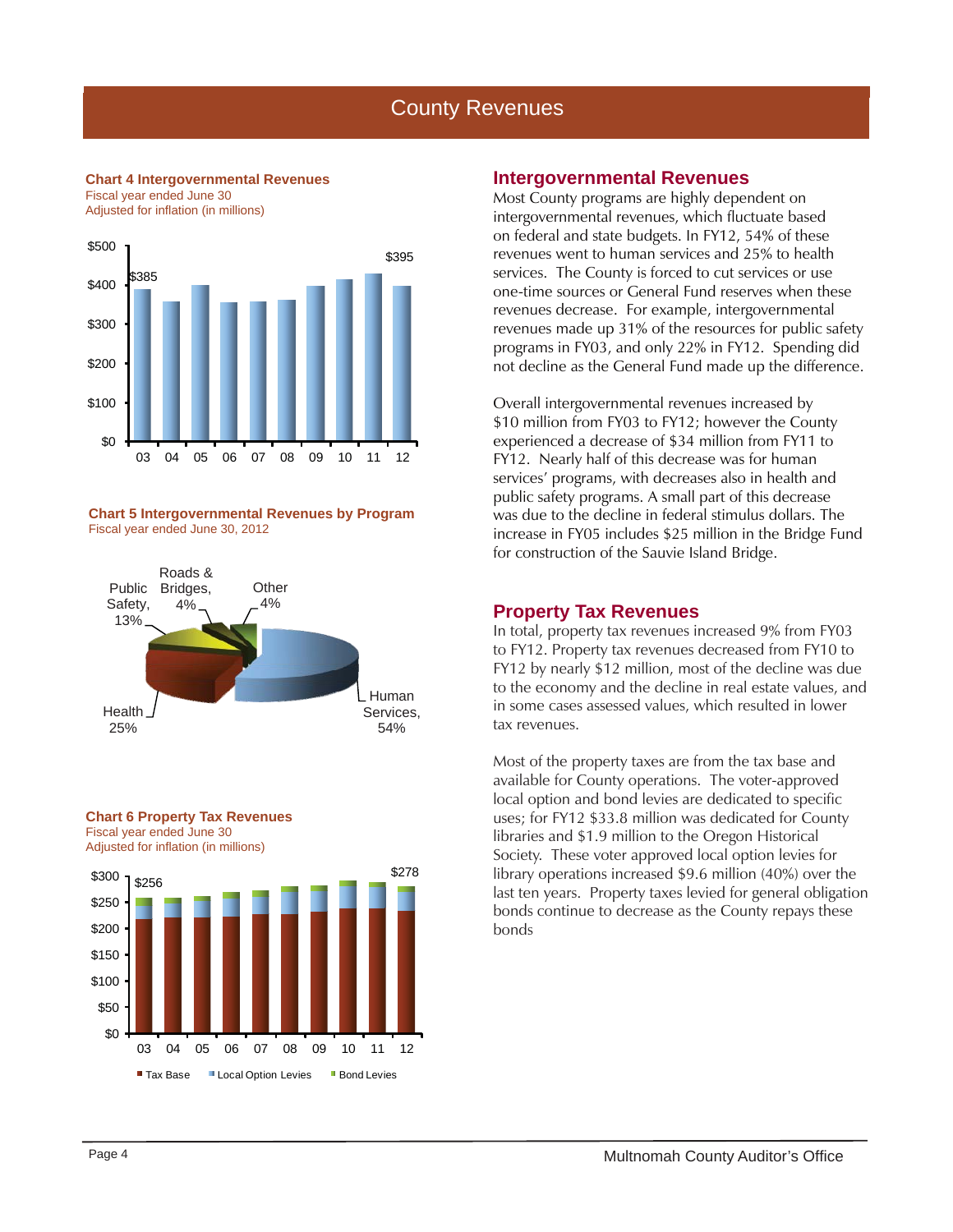# County Revenues

**Chart 4 Intergovernmental Revenues**
Fiscal year ended June 30
Adjusted for inflation (in millions)

$385 (03) … $395 (12)

**Chart 5 Intergovernmental Revenues by Program**
Fiscal year ended June 30, 2012

Human Services, 54%; Health 25%; Public Safety, 13%; Roads & Bridges, 4%; Other 4%

**Chart 6 Property Tax Revenues**
Fiscal year ended June 30
Adjusted for inflation (in millions)

$256 (03) … $278 (12)

Tax Base · Local Option Levies · Bond Levies

## Intergovernmental Revenues

Most County programs are highly dependent on intergovernmental revenues, which fluctuate based on federal and state budgets. In FY12, 54% of these revenues went to human services and 25% to health services. The County is forced to cut services or use one-time sources or General Fund reserves when these revenues decrease. For example, intergovernmental revenues made up 31% of the resources for public safety programs in FY03, and only 22% in FY12. Spending did not decline as the General Fund made up the difference.

Overall intergovernmental revenues increased by $10 million from FY03 to FY12; however the County experienced a decrease of $34 million from FY11 to FY12. Nearly half of this decrease was for human services' programs, with decreases also in health and public safety programs. A small part of this decrease was due to the decline in federal stimulus dollars. The increase in FY05 includes $25 million in the Bridge Fund for construction of the Sauvie Island Bridge.

## Property Tax Revenues

In total, property tax revenues increased 9% from FY03 to FY12. Property tax revenues decreased from FY10 to FY12 by nearly $12 million, most of the decline was due to the economy and the decline in real estate values, and in some cases assessed values, which resulted in lower tax revenues.

Most of the property taxes are from the tax base and available for County operations. The voter-approved local option and bond levies are dedicated to specific uses; for FY12 $33.8 million was dedicated for County libraries and $1.9 million to the Oregon Historical Society. These voter approved local option levies for library operations increased $9.6 million (40%) over the last ten years. Property taxes levied for general obligation bonds continue to decrease as the County repays these bonds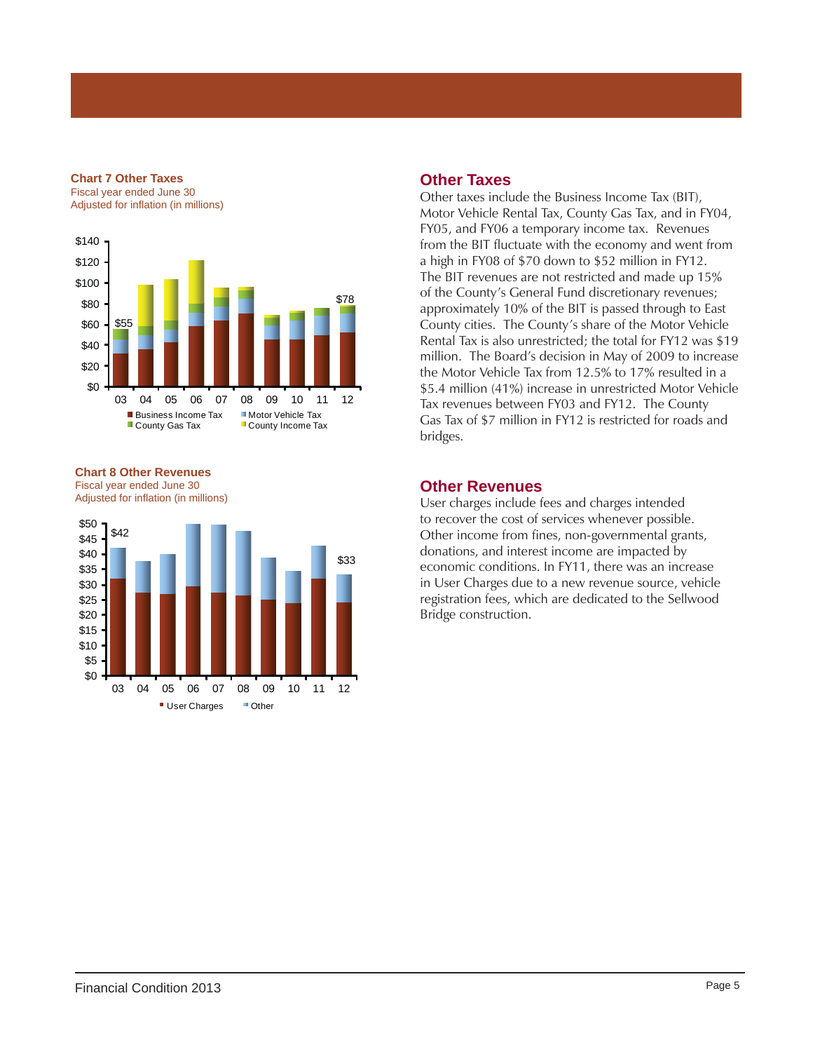**Chart 7 Other Taxes**
Fiscal year ended June 30
Adjusted for inflation (in millions)

$140
$120
$100
$80
$60
$40
$20
$0

$55 $78

03 04 05 06 07 08 09 10 11 12

Business Income Tax  Motor Vehicle Tax
County Gas Tax  County Income Tax

**Chart 8 Other Revenues**
Fiscal year ended June 30
Adjusted for inflation (in millions)

$50
$45
$40
$35
$30
$25
$20
$15
$10
$5
$0

$42 $33

03 04 05 06 07 08 09 10 11 12

User Charges  Other

## Other Taxes

Other taxes include the Business Income Tax (BIT), Motor Vehicle Rental Tax, County Gas Tax, and in FY04, FY05, and FY06 a temporary income tax. Revenues from the BIT fluctuate with the economy and went from a high in FY08 of $70 down to $52 million in FY12. The BIT revenues are not restricted and made up 15% of the County's General Fund discretionary revenues; approximately 10% of the BIT is passed through to East County cities. The County's share of the Motor Vehicle Rental Tax is also unrestricted; the total for FY12 was $19 million. The Board's decision in May of 2009 to increase the Motor Vehicle Tax from 12.5% to 17% resulted in a $5.4 million (41%) increase in unrestricted Motor Vehicle Tax revenues between FY03 and FY12. The County Gas Tax of $7 million in FY12 is restricted for roads and bridges.

## Other Revenues

User charges include fees and charges intended to recover the cost of services whenever possible. Other income from fines, non-governmental grants, donations, and interest income are impacted by economic conditions. In FY11, there was an increase in User Charges due to a new revenue source, vehicle registration fees, which are dedicated to the Sellwood Bridge construction.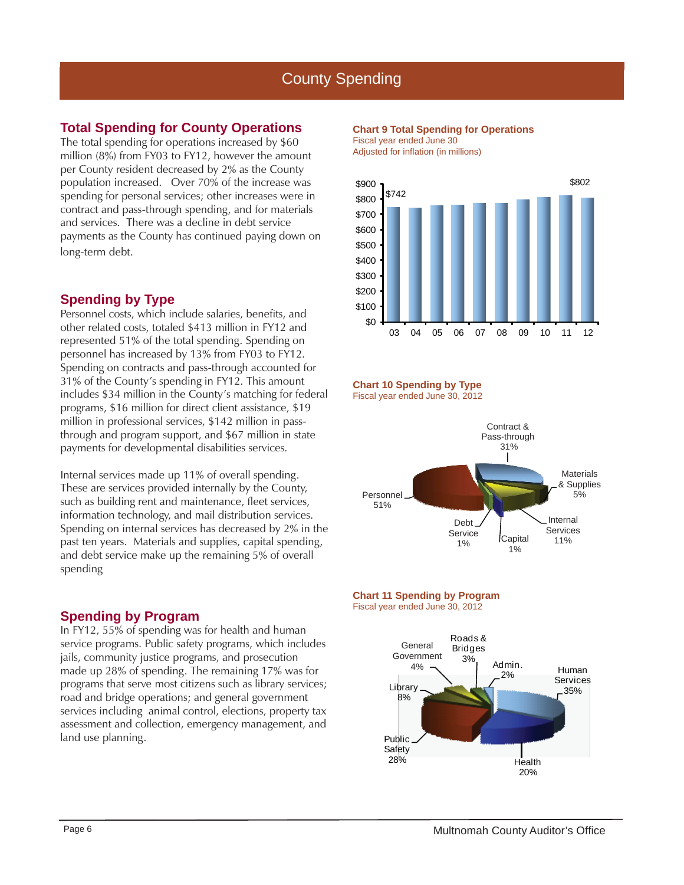# County Spending

## Total Spending for County Operations

The total spending for operations increased by $60 million (8%) from FY03 to FY12, however the amount per County resident decreased by 2% as the County population increased. Over 70% of the increase was spending for personal services; other increases were in contract and pass-through spending, and for materials and services. There was a decline in debt service payments as the County has continued paying down on long-term debt.

**Chart 9 Total Spending for Operations**
Fiscal year ended June 30
Adjusted for inflation (in millions)

| Fiscal Year | Spending |
|---|---|
| 03 | $742 |
| 12 | $802 |

## Spending by Type

Personnel costs, which include salaries, benefits, and other related costs, totaled $413 million in FY12 and represented 51% of the total spending. Spending on personnel has increased by 13% from FY03 to FY12. Spending on contracts and pass-through accounted for 31% of the County's spending in FY12. This amount includes $34 million in the County's matching for federal programs, $16 million for direct client assistance, $19 million in professional services, $142 million in pass-through and program support, and $67 million in state payments for developmental disabilities services.

Internal services made up 11% of overall spending. These are services provided internally by the County, such as building rent and maintenance, fleet services, information technology, and mail distribution services. Spending on internal services has decreased by 2% in the past ten years. Materials and supplies, capital spending, and debt service make up the remaining 5% of overall spending

**Chart 10 Spending by Type**
Fiscal year ended June 30, 2012

| Type | Share |
|---|---|
| Personnel | 51% |
| Contract & Pass-through | 31% |
| Materials & Supplies | 5% |
| Internal Services | 11% |
| Capital | 1% |
| Debt Service | 1% |

## Spending by Program

In FY12, 55% of spending was for health and human service programs. Public safety programs, which includes jails, community justice programs, and prosecution made up 28% of spending. The remaining 17% was for programs that serve most citizens such as library services; road and bridge operations; and general government services including animal control, elections, property tax assessment and collection, emergency management, and land use planning.

**Chart 11 Spending by Program**
Fiscal year ended June 30, 2012

| Program | Share |
|---|---|
| Human Services | 35% |
| Health | 20% |
| Public Safety | 28% |
| Library | 8% |
| General Government | 4% |
| Roads & Bridges | 3% |
| Admin. | 2% |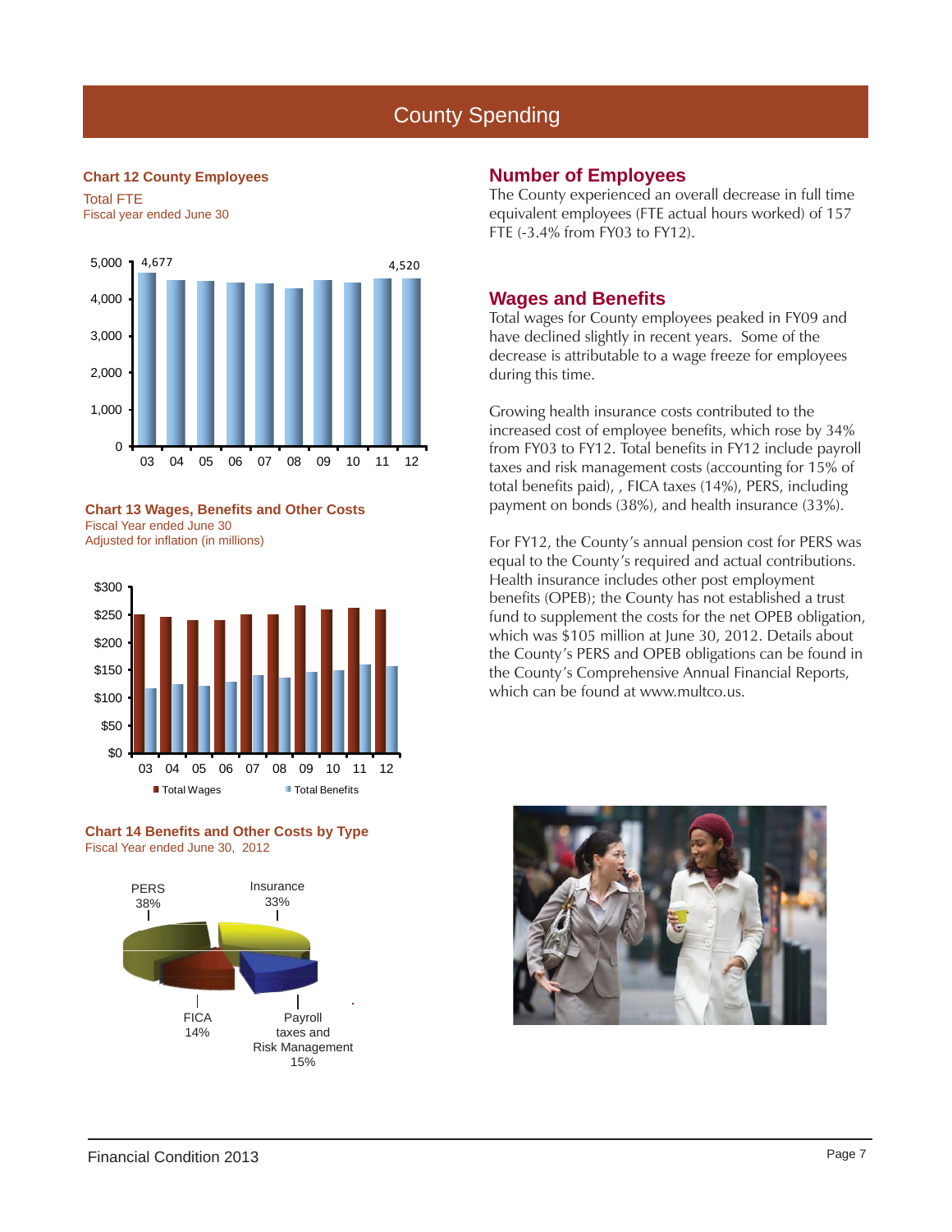# County Spending

**Chart 12 County Employees**

Total FTE
Fiscal year ended June 30

| Fiscal Year | 03 | 04 | 05 | 06 | 07 | 08 | 09 | 10 | 11 | 12 |
|---|---|---|---|---|---|---|---|---|---|---|
| Total FTE | 4,677 | | | | | | | | | 4,520 |

**Chart 13 Wages, Benefits and Other Costs**
Fiscal Year ended June 30
Adjusted for inflation (in millions)

Total Wages / Total Benefits

**Chart 14 Benefits and Other Costs by Type**
Fiscal Year ended June 30, 2012

| Type | Share |
|---|---|
| PERS | 38% |
| Insurance | 33% |
| FICA | 14% |
| Payroll taxes and Risk Management | 15% |

## Number of Employees

The County experienced an overall decrease in full time equivalent employees (FTE actual hours worked) of 157 FTE (-3.4% from FY03 to FY12).

## Wages and Benefits

Total wages for County employees peaked in FY09 and have declined slightly in recent years. Some of the decrease is attributable to a wage freeze for employees during this time.

Growing health insurance costs contributed to the increased cost of employee benefits, which rose by 34% from FY03 to FY12. Total benefits in FY12 include payroll taxes and risk management costs (accounting for 15% of total benefits paid), , FICA taxes (14%), PERS, including payment on bonds (38%), and health insurance (33%).

For FY12, the County's annual pension cost for PERS was equal to the County's required and actual contributions. Health insurance includes other post employment benefits (OPEB); the County has not established a trust fund to supplement the costs for the net OPEB obligation, which was $105 million at June 30, 2012. Details about the County's PERS and OPEB obligations can be found in the County's Comprehensive Annual Financial Reports, which can be found at www.multco.us.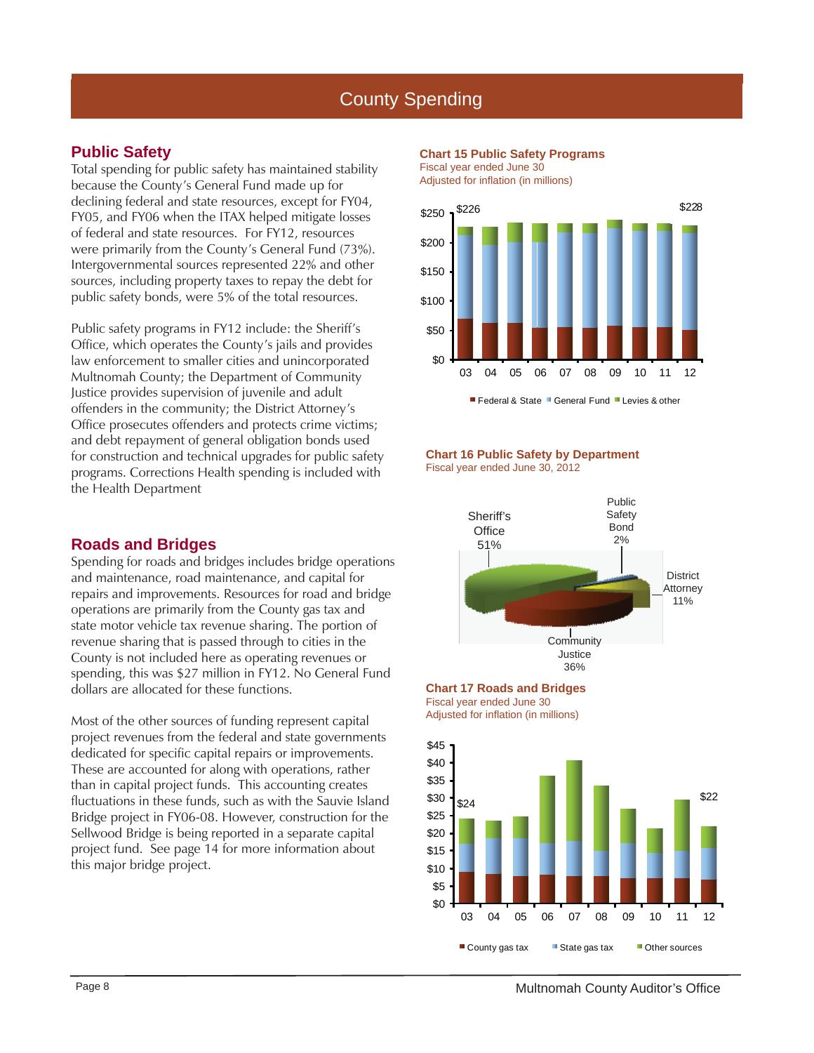# County Spending

## Public Safety

Total spending for public safety has maintained stability because the County's General Fund made up for declining federal and state resources, except for FY04, FY05, and FY06 when the ITAX helped mitigate losses of federal and state resources. For FY12, resources were primarily from the County's General Fund (73%). Intergovernmental sources represented 22% and other sources, including property taxes to repay the debt for public safety bonds, were 5% of the total resources.

Public safety programs in FY12 include: the Sheriff's Office, which operates the County's jails and provides law enforcement to smaller cities and unincorporated Multnomah County; the Department of Community Justice provides supervision of juvenile and adult offenders in the community; the District Attorney's Office prosecutes offenders and protects crime victims; and debt repayment of general obligation bonds used for construction and technical upgrades for public safety programs. Corrections Health spending is included with the Health Department

## Roads and Bridges

Spending for roads and bridges includes bridge operations and maintenance, road maintenance, and capital for repairs and improvements. Resources for road and bridge operations are primarily from the County gas tax and state motor vehicle tax revenue sharing. The portion of revenue sharing that is passed through to cities in the County is not included here as operating revenues or spending, this was $27 million in FY12. No General Fund dollars are allocated for these functions.

Most of the other sources of funding represent capital project revenues from the federal and state governments dedicated for specific capital repairs or improvements. These are accounted for along with operations, rather than in capital project funds. This accounting creates fluctuations in these funds, such as with the Sauvie Island Bridge project in FY06-08. However, construction for the Sellwood Bridge is being reported in a separate capital project fund. See page 14 for more information about this major bridge project.

**Chart 15 Public Safety Programs**
Fiscal year ended June 30
Adjusted for inflation (in millions)

$226 (03) ... $228 (12)

Federal & State | General Fund | Levies & other

**Chart 16 Public Safety by Department**
Fiscal year ended June 30, 2012

Sheriff's Office 51%; Community Justice 36%; District Attorney 11%; Public Safety Bond 2%

**Chart 17 Roads and Bridges**
Fiscal year ended June 30
Adjusted for inflation (in millions)

$24 (03) ... $22 (12)

County gas tax | State gas tax | Other sources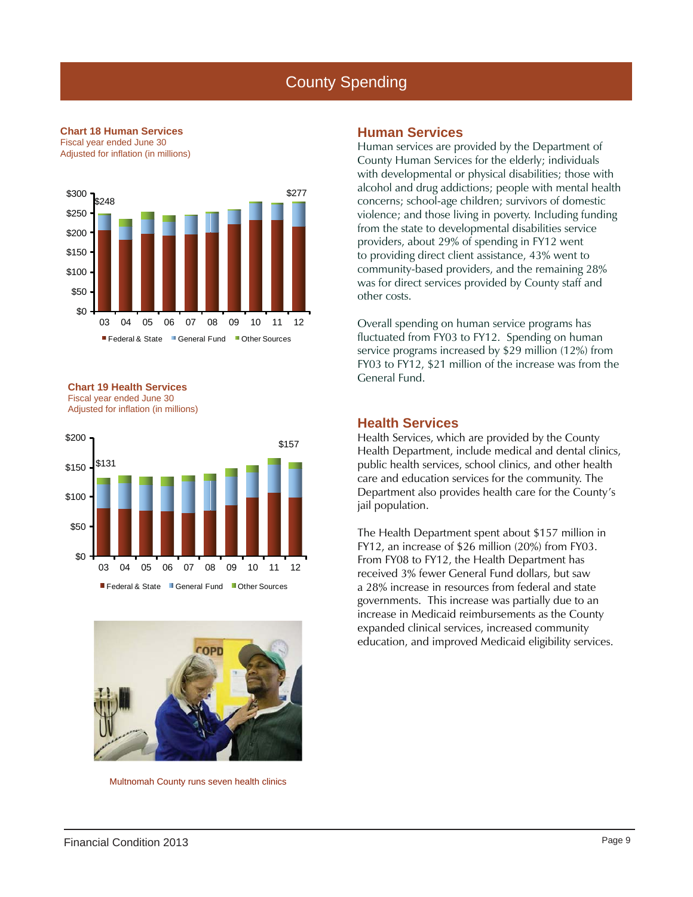# County Spending

**Chart 18 Human Services**
Fiscal year ended June 30
Adjusted for inflation (in millions)

$248 (03) ... $277 (12)

Federal & State | General Fund | Other Sources

**Chart 19 Health Services**
Fiscal year ended June 30
Adjusted for inflation (in millions)

$131 (03) ... $157 (12)

Federal & State | General Fund | Other Sources

Multnomah County runs seven health clinics

## Human Services

Human services are provided by the Department of County Human Services for the elderly; individuals with developmental or physical disabilities; those with alcohol and drug addictions; people with mental health concerns; school-age children; survivors of domestic violence; and those living in poverty. Including funding from the state to developmental disabilities service providers, about 29% of spending in FY12 went to providing direct client assistance, 43% went to community-based providers, and the remaining 28% was for direct services provided by County staff and other costs.

Overall spending on human service programs has fluctuated from FY03 to FY12. Spending on human service programs increased by $29 million (12%) from FY03 to FY12, $21 million of the increase was from the General Fund.

## Health Services

Health Services, which are provided by the County Health Department, include medical and dental clinics, public health services, school clinics, and other health care and education services for the community. The Department also provides health care for the County's jail population.

The Health Department spent about $157 million in FY12, an increase of $26 million (20%) from FY03. From FY08 to FY12, the Health Department has received 3% fewer General Fund dollars, but saw a 28% increase in resources from federal and state governments. This increase was partially due to an increase in Medicaid reimbursements as the County expanded clinical services, increased community education, and improved Medicaid eligibility services.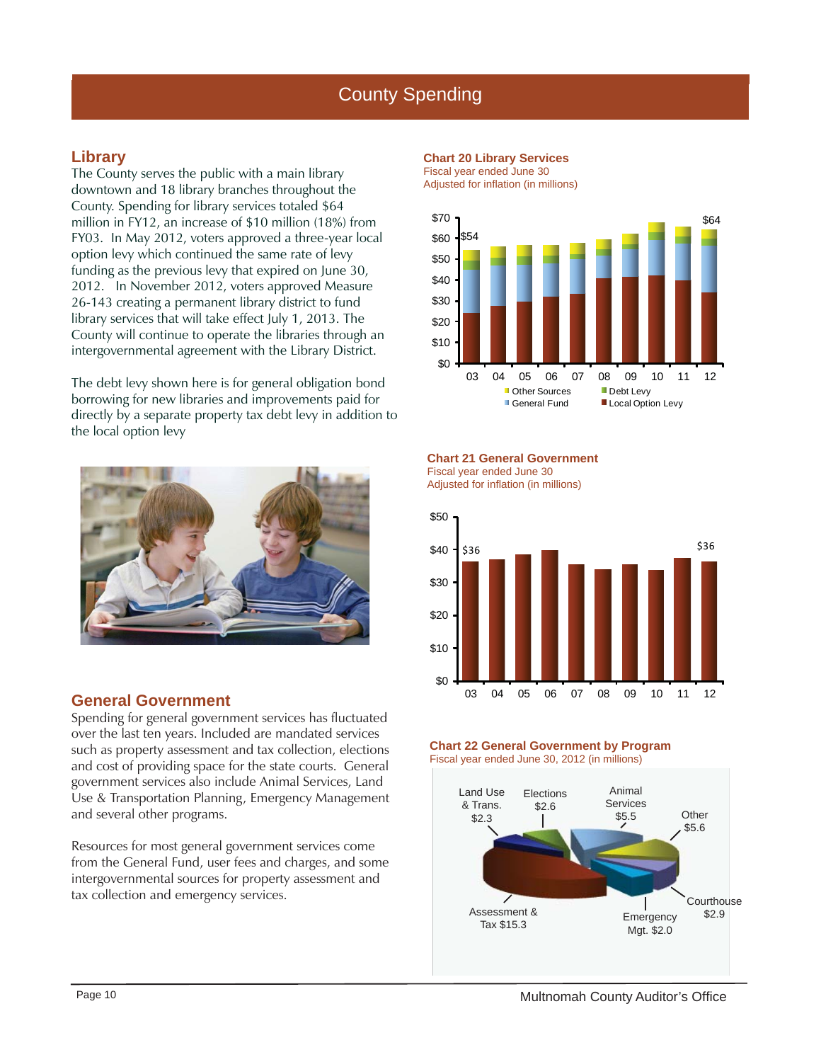# County Spending

## Library

The County serves the public with a main library downtown and 18 library branches throughout the County. Spending for library services totaled $64 million in FY12, an increase of $10 million (18%) from FY03. In May 2012, voters approved a three-year local option levy which continued the same rate of levy funding as the previous levy that expired on June 30, 2012. In November 2012, voters approved Measure 26-143 creating a permanent library district to fund library services that will take effect July 1, 2013. The County will continue to operate the libraries through an intergovernmental agreement with the Library District.

The debt levy shown here is for general obligation bond borrowing for new libraries and improvements paid for directly by a separate property tax debt levy in addition to the local option levy

**Chart 20 Library Services**
Fiscal year ended June 30
Adjusted for inflation (in millions)

Stacked bars for fiscal years 03–12 (Other Sources, Debt Levy, General Fund, Local Option Levy); total $54 in 03 and $64 in 12.

## General Government

Spending for general government services has fluctuated over the last ten years. Included are mandated services such as property assessment and tax collection, elections and cost of providing space for the state courts. General government services also include Animal Services, Land Use & Transportation Planning, Emergency Management and several other programs.

Resources for most general government services come from the General Fund, user fees and charges, and some intergovernmental sources for property assessment and tax collection and emergency services.

**Chart 21 General Government**
Fiscal year ended June 30
Adjusted for inflation (in millions)

Bars for fiscal years 03–12; $36 in 03 and $36 in 12.

**Chart 22 General Government by Program**
Fiscal year ended June 30, 2012 (in millions)

| Program | Amount |
|---|---|
| Assessment & Tax | $15.3 |
| Other | $5.6 |
| Animal Services | $5.5 |
| Courthouse | $2.9 |
| Elections | $2.6 |
| Land Use & Trans. | $2.3 |
| Emergency Mgt. | $2.0 |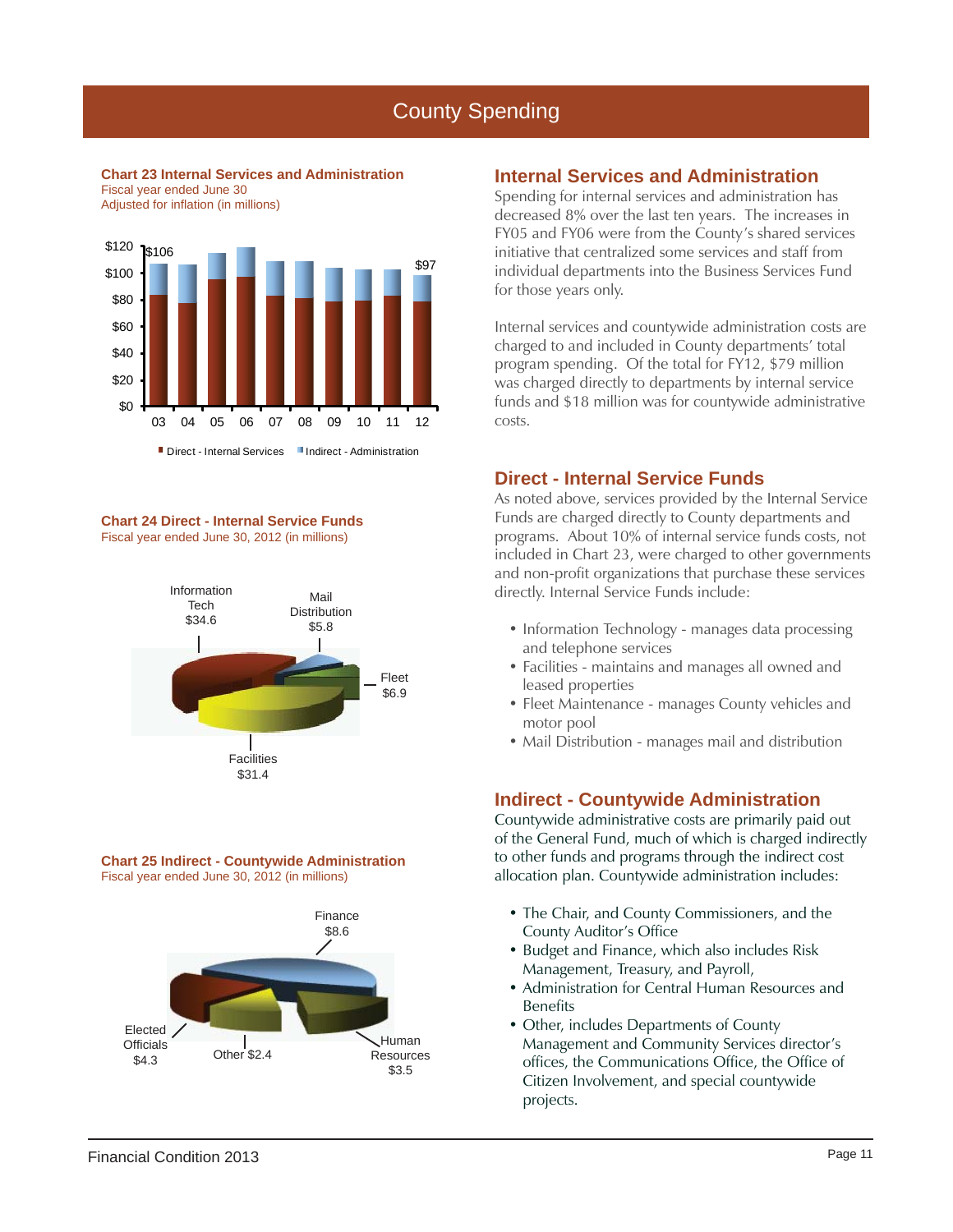# County Spending

**Chart 23 Internal Services and Administration**
Fiscal year ended June 30
Adjusted for inflation (in millions)

$120, $100, $80, $60, $40, $20, $0

$106 ... $97

03 04 05 06 07 08 09 10 11 12

Direct - Internal Services   Indirect - Administration

**Chart 24 Direct - Internal Service Funds**
Fiscal year ended June 30, 2012 (in millions)

Information Tech $34.6
Mail Distribution $5.8
Fleet $6.9
Facilities $31.4

**Chart 25 Indirect - Countywide Administration**
Fiscal year ended June 30, 2012 (in millions)

Finance $8.6
Elected Officials $4.3
Other $2.4
Human Resources $3.5

## Internal Services and Administration

Spending for internal services and administration has decreased 8% over the last ten years. The increases in FY05 and FY06 were from the County's shared services initiative that centralized some services and staff from individual departments into the Business Services Fund for those years only.

Internal services and countywide administration costs are charged to and included in County departments' total program spending. Of the total for FY12, $79 million was charged directly to departments by internal service funds and $18 million was for countywide administrative costs.

## Direct - Internal Service Funds

As noted above, services provided by the Internal Service Funds are charged directly to County departments and programs. About 10% of internal service funds costs, not included in Chart 23, were charged to other governments and non-profit organizations that purchase these services directly. Internal Service Funds include:

- Information Technology - manages data processing and telephone services
- Facilities - maintains and manages all owned and leased properties
- Fleet Maintenance - manages County vehicles and motor pool
- Mail Distribution - manages mail and distribution

## Indirect - Countywide Administration

Countywide administrative costs are primarily paid out of the General Fund, much of which is charged indirectly to other funds and programs through the indirect cost allocation plan. Countywide administration includes:

- The Chair, and County Commissioners, and the County Auditor's Office
- Budget and Finance, which also includes Risk Management, Treasury, and Payroll,
- Administration for Central Human Resources and Benefits
- Other, includes Departments of County Management and Community Services director's offices, the Communications Office, the Office of Citizen Involvement, and special countywide projects.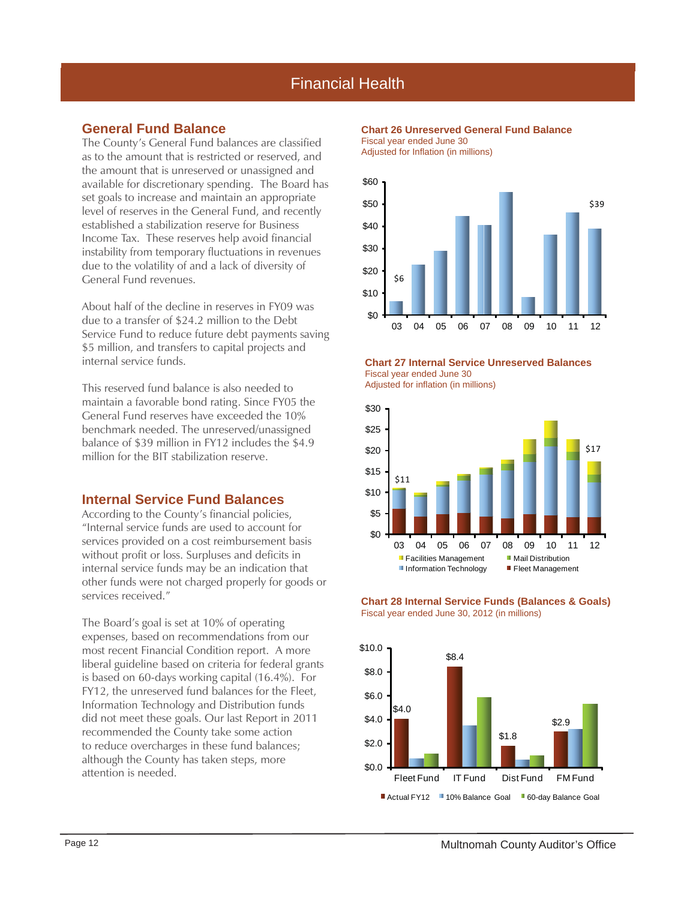# Financial Health

## General Fund Balance

The County's General Fund balances are classified as to the amount that is restricted or reserved, and the amount that is unreserved or unassigned and available for discretionary spending. The Board has set goals to increase and maintain an appropriate level of reserves in the General Fund, and recently established a stabilization reserve for Business Income Tax. These reserves help avoid financial instability from temporary fluctuations in revenues due to the volatility of and a lack of diversity of General Fund revenues.

About half of the decline in reserves in FY09 was due to a transfer of $24.2 million to the Debt Service Fund to reduce future debt payments saving $5 million, and transfers to capital projects and internal service funds.

This reserved fund balance is also needed to maintain a favorable bond rating. Since FY05 the General Fund reserves have exceeded the 10% benchmark needed. The unreserved/unassigned balance of $39 million in FY12 includes the $4.9 million for the BIT stabilization reserve.

## Internal Service Fund Balances

According to the County's financial policies, "Internal service funds are used to account for services provided on a cost reimbursement basis without profit or loss. Surpluses and deficits in internal service funds may be an indication that other funds were not charged properly for goods or services received."

The Board's goal is set at 10% of operating expenses, based on recommendations from our most recent Financial Condition report. A more liberal guideline based on criteria for federal grants is based on 60-days working capital (16.4%). For FY12, the unreserved fund balances for the Fleet, Information Technology and Distribution funds did not meet these goals. Our last Report in 2011 recommended the County take some action to reduce overcharges in these fund balances; although the County has taken steps, more attention is needed.

**Chart 26 Unreserved General Fund Balance**
Fiscal year ended June 30
Adjusted for Inflation (in millions)

| Fiscal Year | 03 | 04 | 05 | 06 | 07 | 08 | 09 | 10 | 11 | 12 |
|---|---|---|---|---|---|---|---|---|---|---|
| Balance | $6 | | | | | | | | | $39 |

**Chart 27 Internal Service Unreserved Balances**
Fiscal year ended June 30
Adjusted for inflation (in millions)

| Fiscal Year | 03 | 04 | 05 | 06 | 07 | 08 | 09 | 10 | 11 | 12 |
|---|---|---|---|---|---|---|---|---|---|---|
| Total | $11 | | | | | | | | | $17 |

Facilities Management; Mail Distribution; Information Technology; Fleet Management

**Chart 28 Internal Service Funds (Balances & Goals)**
Fiscal year ended June 30, 2012 (in millions)

| Fund | Actual FY12 |
|---|---|
| Fleet Fund | $4.0 |
| IT Fund | $8.4 |
| Dist Fund | $1.8 |
| FM Fund | $2.9 |

Actual FY12; 10% Balance Goal; 60-day Balance Goal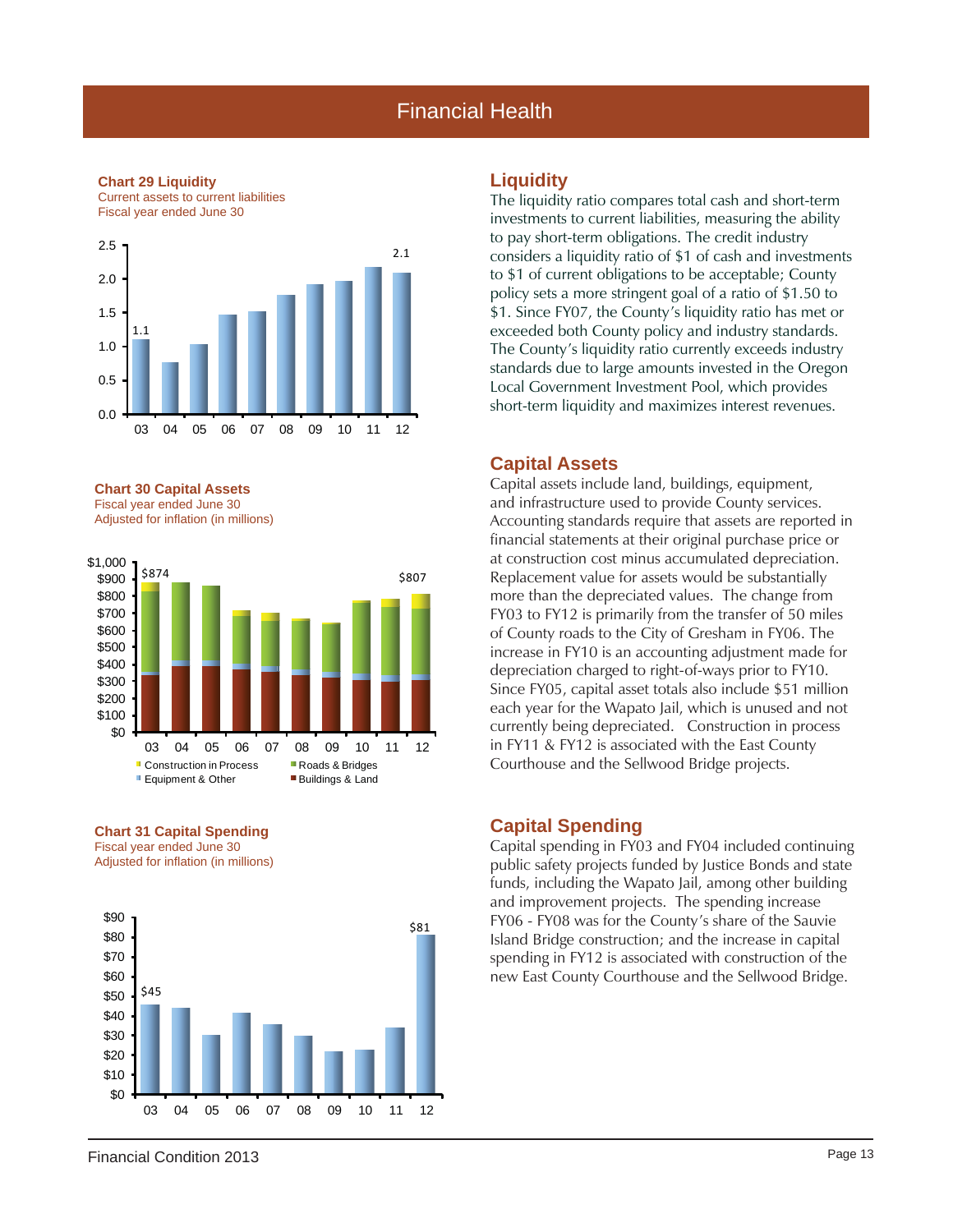# Financial Health

**Chart 29 Liquidity**
Current assets to current liabilities
Fiscal year ended June 30

**Chart 30 Capital Assets**
Fiscal year ended June 30
Adjusted for inflation (in millions)

**Chart 31 Capital Spending**
Fiscal year ended June 30
Adjusted for inflation (in millions)

## Liquidity

The liquidity ratio compares total cash and short-term investments to current liabilities, measuring the ability to pay short-term obligations. The credit industry considers a liquidity ratio of $1 of cash and investments to $1 of current obligations to be acceptable; County policy sets a more stringent goal of a ratio of $1.50 to $1. Since FY07, the County's liquidity ratio has met or exceeded both County policy and industry standards. The County's liquidity ratio currently exceeds industry standards due to large amounts invested in the Oregon Local Government Investment Pool, which provides short-term liquidity and maximizes interest revenues.

## Capital Assets

Capital assets include land, buildings, equipment, and infrastructure used to provide County services. Accounting standards require that assets are reported in financial statements at their original purchase price or at construction cost minus accumulated depreciation. Replacement value for assets would be substantially more than the depreciated values. The change from FY03 to FY12 is primarily from the transfer of 50 miles of County roads to the City of Gresham in FY06. The increase in FY10 is an accounting adjustment made for depreciation charged to right-of-ways prior to FY10. Since FY05, capital asset totals also include $51 million each year for the Wapato Jail, which is unused and not currently being depreciated. Construction in process in FY11 & FY12 is associated with the East County Courthouse and the Sellwood Bridge projects.

## Capital Spending

Capital spending in FY03 and FY04 included continuing public safety projects funded by Justice Bonds and state funds, including the Wapato Jail, among other building and improvement projects. The spending increase FY06 - FY08 was for the County's share of the Sauvie Island Bridge construction; and the increase in capital spending in FY12 is associated with construction of the new East County Courthouse and the Sellwood Bridge.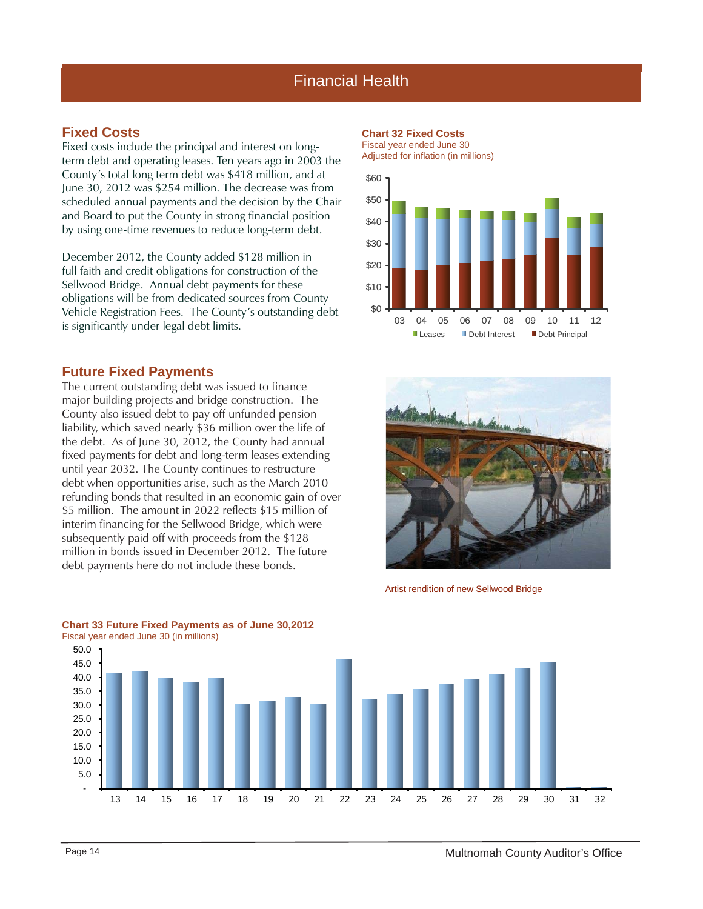## Financial Health

### Fixed Costs

Fixed costs include the principal and interest on long-term debt and operating leases. Ten years ago in 2003 the County's total long term debt was $418 million, and at June 30, 2012 was $254 million. The decrease was from scheduled annual payments and the decision by the Chair and Board to put the County in strong financial position by using one-time revenues to reduce long-term debt.

December 2012, the County added $128 million in full faith and credit obligations for construction of the Sellwood Bridge. Annual debt payments for these obligations will be from dedicated sources from County Vehicle Registration Fees. The County's outstanding debt is significantly under legal debt limits.

**Chart 32 Fixed Costs**
Fiscal year ended June 30
Adjusted for inflation (in millions)

Legend: Leases, Debt Interest, Debt Principal

### Future Fixed Payments

The current outstanding debt was issued to finance major building projects and bridge construction. The County also issued debt to pay off unfunded pension liability, which saved nearly $36 million over the life of the debt. As of June 30, 2012, the County had annual fixed payments for debt and long-term leases extending until year 2032. The County continues to restructure debt when opportunities arise, such as the March 2010 refunding bonds that resulted in an economic gain of over $5 million. The amount in 2022 reflects $15 million of interim financing for the Sellwood Bridge, which were subsequently paid off with proceeds from the $128 million in bonds issued in December 2012. The future debt payments here do not include these bonds.

Artist rendition of new Sellwood Bridge

**Chart 33 Future Fixed Payments as of June 30,2012**
Fiscal year ended June 30 (in millions)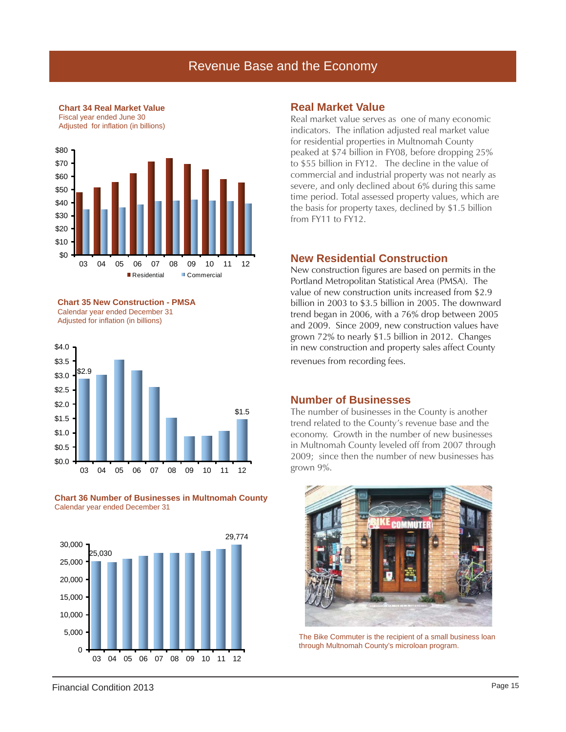# Revenue Base and the Economy

**Chart 34 Real Market Value**
Fiscal year ended June 30
Adjusted for inflation (in billions)

**Chart 35 New Construction - PMSA**
Calendar year ended December 31
Adjusted for inflation (in billions)

**Chart 36 Number of Businesses in Multnomah County**
Calendar year ended December 31

## Real Market Value

Real market value serves as one of many economic indicators. The inflation adjusted real market value for residential properties in Multnomah County peaked at $74 billion in FY08, before dropping 25% to $55 billion in FY12. The decline in the value of commercial and industrial property was not nearly as severe, and only declined about 6% during this same time period. Total assessed property values, which are the basis for property taxes, declined by $1.5 billion from FY11 to FY12.

## New Residential Construction

New construction figures are based on permits in the Portland Metropolitan Statistical Area (PMSA). The value of new construction units increased from $2.9 billion in 2003 to $3.5 billion in 2005. The downward trend began in 2006, with a 76% drop between 2005 and 2009. Since 2009, new construction values have grown 72% to nearly $1.5 billion in 2012. Changes in new construction and property sales affect County revenues from recording fees.

## Number of Businesses

The number of businesses in the County is another trend related to the County's revenue base and the economy. Growth in the number of new businesses in Multnomah County leveled off from 2007 through 2009; since then the number of new businesses has grown 9%.

The Bike Commuter is the recipient of a small business loan through Multnomah County's microloan program.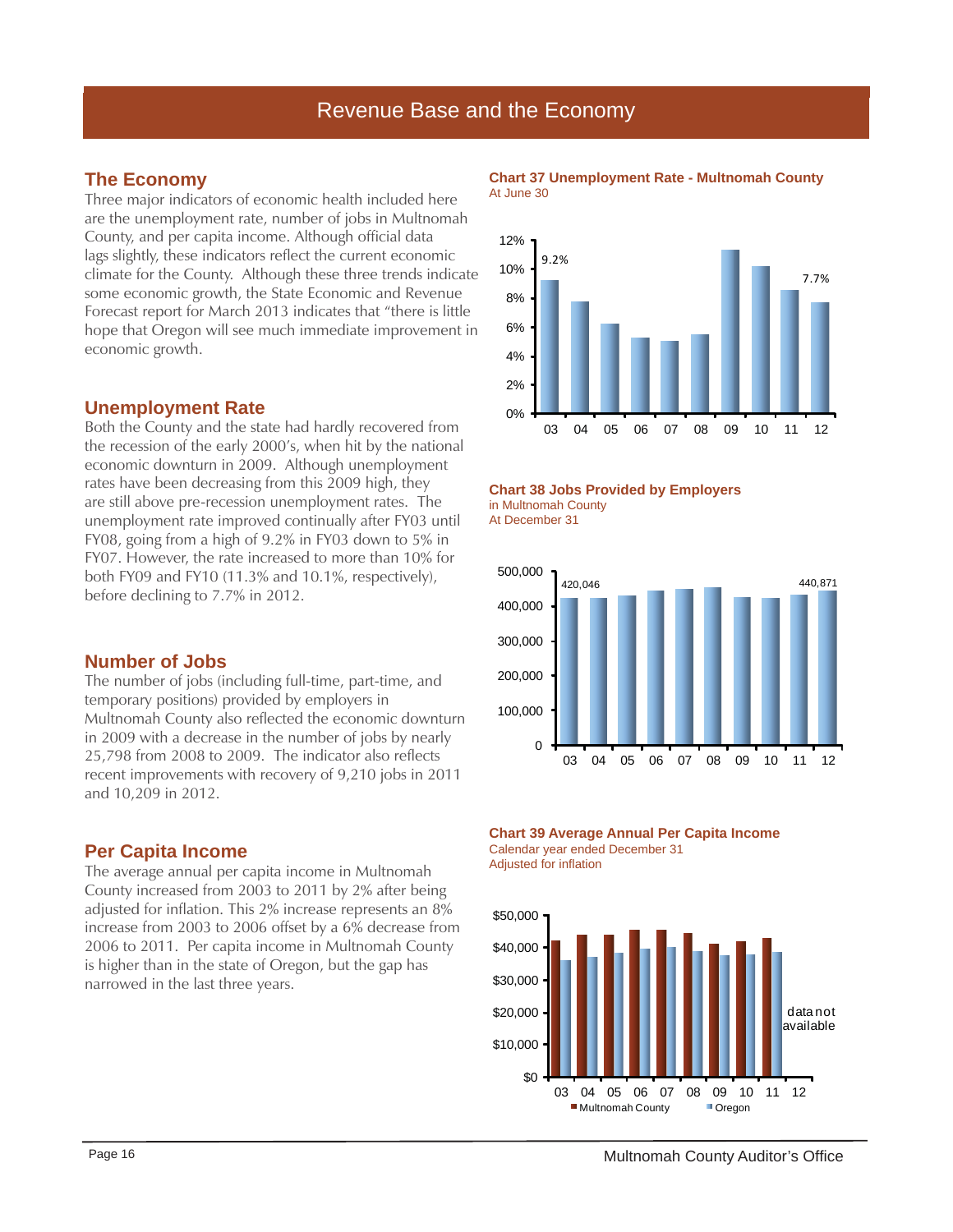# Revenue Base and the Economy

## The Economy

Three major indicators of economic health included here are the unemployment rate, number of jobs in Multnomah County, and per capita income. Although official data lags slightly, these indicators reflect the current economic climate for the County. Although these three trends indicate some economic growth, the State Economic and Revenue Forecast report for March 2013 indicates that "there is little hope that Oregon will see much immediate improvement in economic growth.

## Unemployment Rate

Both the County and the state had hardly recovered from the recession of the early 2000's, when hit by the national economic downturn in 2009. Although unemployment rates have been decreasing from this 2009 high, they are still above pre-recession unemployment rates. The unemployment rate improved continually after FY03 until FY08, going from a high of 9.2% in FY03 down to 5% in FY07. However, the rate increased to more than 10% for both FY09 and FY10 (11.3% and 10.1%, respectively), before declining to 7.7% in 2012.

## Number of Jobs

The number of jobs (including full-time, part-time, and temporary positions) provided by employers in Multnomah County also reflected the economic downturn in 2009 with a decrease in the number of jobs by nearly 25,798 from 2008 to 2009. The indicator also reflects recent improvements with recovery of 9,210 jobs in 2011 and 10,209 in 2012.

## Per Capita Income

The average annual per capita income in Multnomah County increased from 2003 to 2011 by 2% after being adjusted for inflation. This 2% increase represents an 8% increase from 2003 to 2006 offset by a 6% decrease from 2006 to 2011. Per capita income in Multnomah County is higher than in the state of Oregon, but the gap has narrowed in the last three years.

**Chart 37 Unemployment Rate - Multnomah County**
At June 30

(Bar chart, 03–12; labeled values: 03: 9.2%, 12: 7.7%)

**Chart 38 Jobs Provided by Employers**
in Multnomah County
At December 31

(Bar chart, 03–12; labeled values: 03: 420,046, 12: 440,871)

**Chart 39 Average Annual Per Capita Income**
Calendar year ended December 31
Adjusted for inflation

(Bar chart, 03–12, Multnomah County and Oregon; 12: data not available)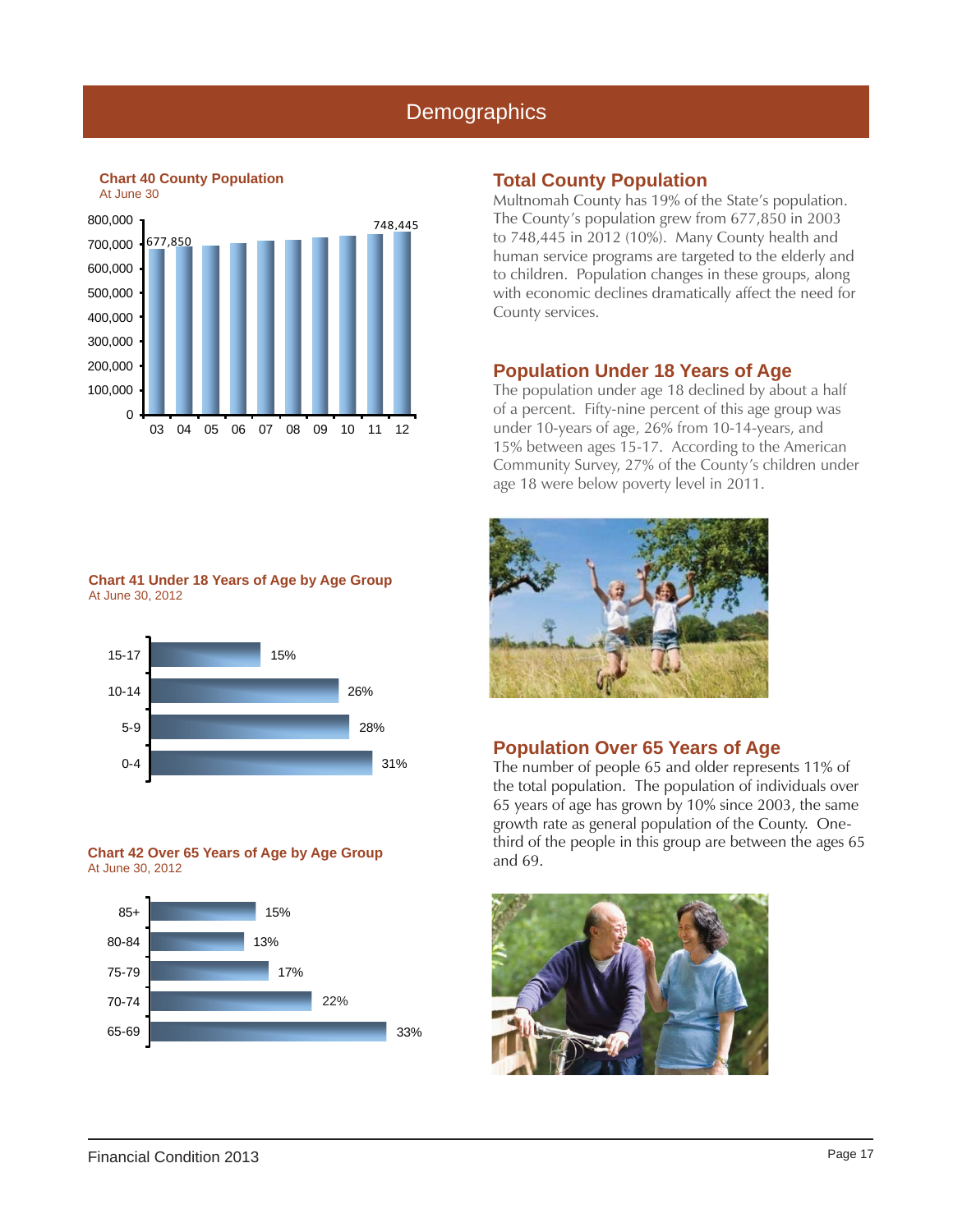# Demographics

**Chart 40 County Population**
At June 30

| Year | Population |
|---|---|
| 03 | 677,850 |
| 04 | |
| 05 | |
| 06 | |
| 07 | |
| 08 | |
| 09 | |
| 10 | |
| 11 | |
| 12 | 748,445 |

## Total County Population

Multnomah County has 19% of the State's population. The County's population grew from 677,850 in 2003 to 748,445 in 2012 (10%). Many County health and human service programs are targeted to the elderly and to children. Population changes in these groups, along with economic declines dramatically affect the need for County services.

## Population Under 18 Years of Age

The population under age 18 declined by about a half of a percent. Fifty-nine percent of this age group was under 10-years of age, 26% from 10-14-years, and 15% between ages 15-17. According to the American Community Survey, 27% of the County's children under age 18 were below poverty level in 2011.

**Chart 41 Under 18 Years of Age by Age Group**
At June 30, 2012

| Age Group | Percent |
|---|---|
| 15-17 | 15% |
| 10-14 | 26% |
| 5-9 | 28% |
| 0-4 | 31% |

## Population Over 65 Years of Age

The number of people 65 and older represents 11% of the total population. The population of individuals over 65 years of age has grown by 10% since 2003, the same growth rate as general population of the County. One-third of the people in this group are between the ages 65 and 69.

**Chart 42 Over 65 Years of Age by Age Group**
At June 30, 2012

| Age Group | Percent |
|---|---|
| 85+ | 15% |
| 80-84 | 13% |
| 75-79 | 17% |
| 70-74 | 22% |
| 65-69 | 33% |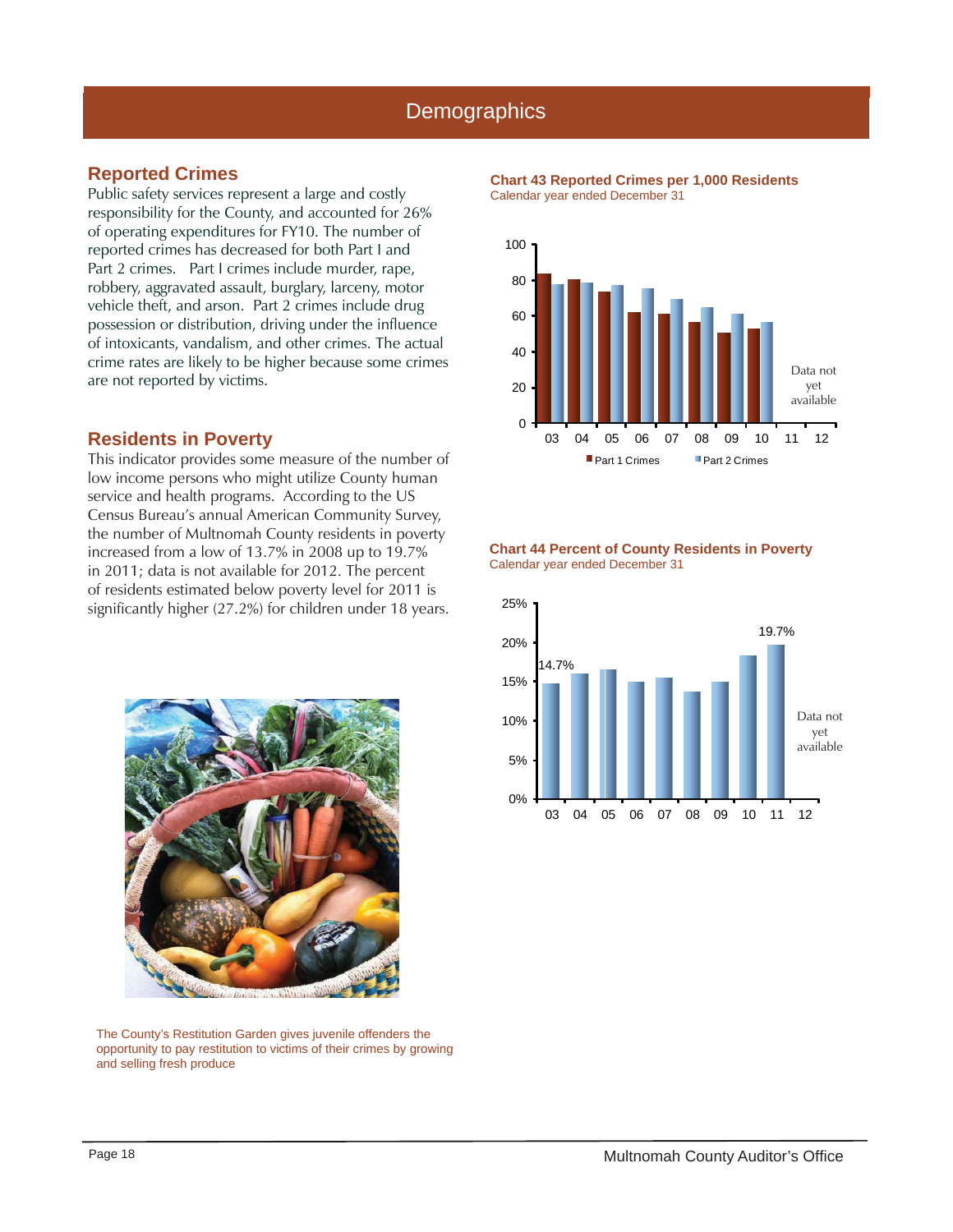# Demographics

## Reported Crimes

Public safety services represent a large and costly responsibility for the County, and accounted for 26% of operating expenditures for FY10. The number of reported crimes has decreased for both Part I and Part 2 crimes. Part I crimes include murder, rape, robbery, aggravated assault, burglary, larceny, motor vehicle theft, and arson. Part 2 crimes include drug possession or distribution, driving under the influence of intoxicants, vandalism, and other crimes. The actual crime rates are likely to be higher because some crimes are not reported by victims.

## Residents in Poverty

This indicator provides some measure of the number of low income persons who might utilize County human service and health programs. According to the US Census Bureau's annual American Community Survey, the number of Multnomah County residents in poverty increased from a low of 13.7% in 2008 up to 19.7% in 2011; data is not available for 2012. The percent of residents estimated below poverty level for 2011 is significantly higher (27.2%) for children under 18 years.

The County's Restitution Garden gives juvenile offenders the opportunity to pay restitution to victims of their crimes by growing and selling fresh produce

**Chart 43 Reported Crimes per 1,000 Residents**
Calendar year ended December 31

Data not yet available (11, 12)

Legend: Part 1 Crimes, Part 2 Crimes

**Chart 44 Percent of County Residents in Poverty**
Calendar year ended December 31

14.7% (03) … 19.7% (11)

Data not yet available (12)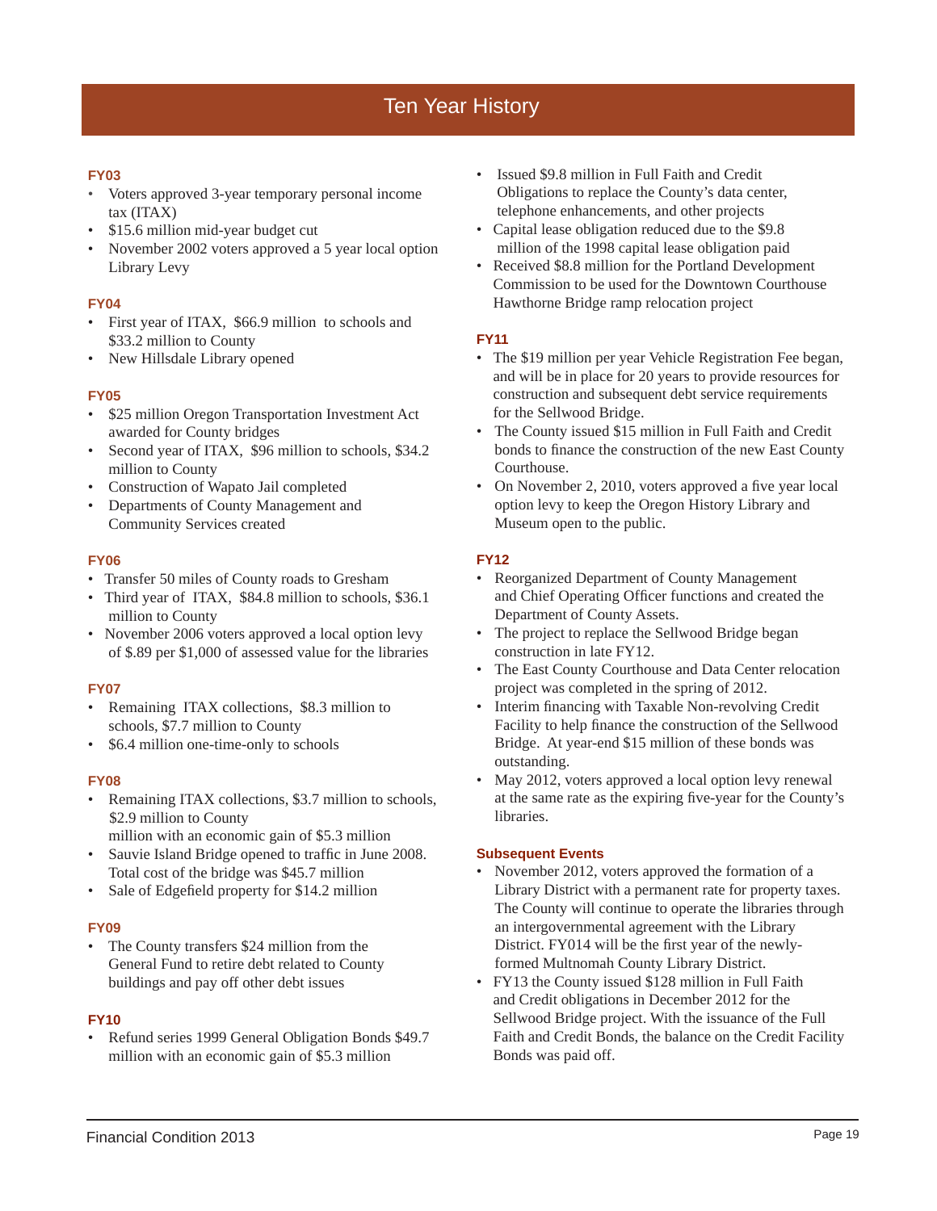# Ten Year History

### FY03

- Voters approved 3-year temporary personal income tax (ITAX)
- $15.6 million mid-year budget cut
- November 2002 voters approved a 5 year local option Library Levy

### FY04

- First year of ITAX, $66.9 million to schools and $33.2 million to County
- New Hillsdale Library opened

### FY05

- $25 million Oregon Transportation Investment Act awarded for County bridges
- Second year of ITAX, $96 million to schools, $34.2 million to County
- Construction of Wapato Jail completed
- Departments of County Management and Community Services created

### FY06

- Transfer 50 miles of County roads to Gresham
- Third year of ITAX, $84.8 million to schools, $36.1 million to County
- November 2006 voters approved a local option levy of $.89 per $1,000 of assessed value for the libraries

### FY07

- Remaining ITAX collections, $8.3 million to schools, $7.7 million to County
- $6.4 million one-time-only to schools

### FY08

- Remaining ITAX collections, $3.7 million to schools, $2.9 million to County
  million with an economic gain of $5.3 million
- Sauvie Island Bridge opened to traffic in June 2008. Total cost of the bridge was $45.7 million
- Sale of Edgefield property for $14.2 million

### FY09

- The County transfers $24 million from the General Fund to retire debt related to County buildings and pay off other debt issues

### FY10

- Refund series 1999 General Obligation Bonds $49.7 million with an economic gain of $5.3 million
- Issued $9.8 million in Full Faith and Credit Obligations to replace the County's data center, telephone enhancements, and other projects
- Capital lease obligation reduced due to the $9.8 million of the 1998 capital lease obligation paid
- Received $8.8 million for the Portland Development Commission to be used for the Downtown Courthouse Hawthorne Bridge ramp relocation project

### FY11

- The $19 million per year Vehicle Registration Fee began, and will be in place for 20 years to provide resources for construction and subsequent debt service requirements for the Sellwood Bridge.
- The County issued $15 million in Full Faith and Credit bonds to finance the construction of the new East County Courthouse.
- On November 2, 2010, voters approved a five year local option levy to keep the Oregon History Library and Museum open to the public.

### FY12

- Reorganized Department of County Management and Chief Operating Officer functions and created the Department of County Assets.
- The project to replace the Sellwood Bridge began construction in late FY12.
- The East County Courthouse and Data Center relocation project was completed in the spring of 2012.
- Interim financing with Taxable Non-revolving Credit Facility to help finance the construction of the Sellwood Bridge. At year-end $15 million of these bonds was outstanding.
- May 2012, voters approved a local option levy renewal at the same rate as the expiring five-year for the County's libraries.

### Subsequent Events

- November 2012, voters approved the formation of a Library District with a permanent rate for property taxes. The County will continue to operate the libraries through an intergovernmental agreement with the Library District. FY014 will be the first year of the newly-formed Multnomah County Library District.
- FY13 the County issued $128 million in Full Faith and Credit obligations in December 2012 for the Sellwood Bridge project. With the issuance of the Full Faith and Credit Bonds, the balance on the Credit Facility Bonds was paid off.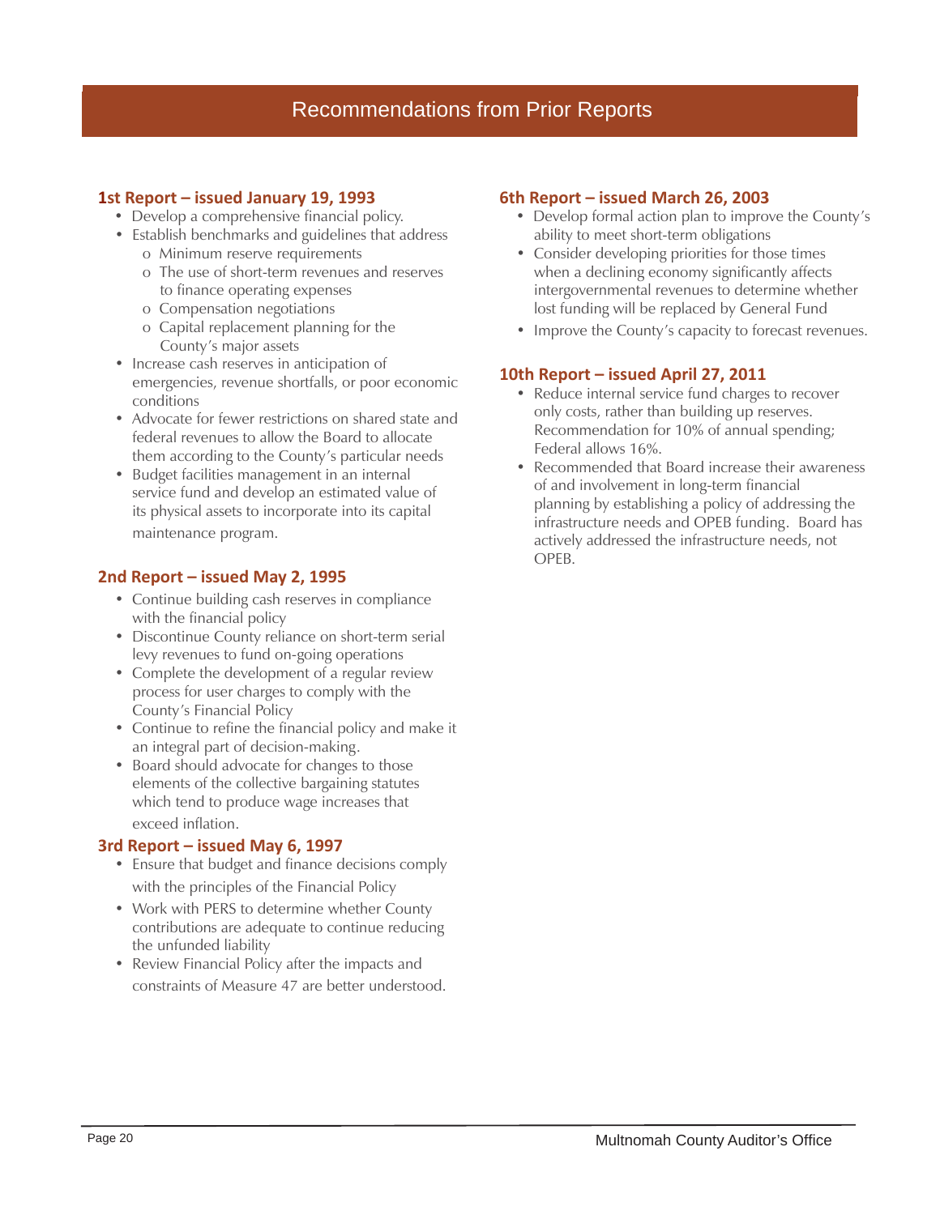# Recommendations from Prior Reports

## 1st Report – issued January 19, 1993

- Develop a comprehensive financial policy.
- Establish benchmarks and guidelines that address
  - Minimum reserve requirements
  - The use of short-term revenues and reserves to finance operating expenses
  - Compensation negotiations
  - Capital replacement planning for the County's major assets
- Increase cash reserves in anticipation of emergencies, revenue shortfalls, or poor economic conditions
- Advocate for fewer restrictions on shared state and federal revenues to allow the Board to allocate them according to the County's particular needs
- Budget facilities management in an internal service fund and develop an estimated value of its physical assets to incorporate into its capital maintenance program.

## 2nd Report – issued May 2, 1995

- Continue building cash reserves in compliance with the financial policy
- Discontinue County reliance on short-term serial levy revenues to fund on-going operations
- Complete the development of a regular review process for user charges to comply with the County's Financial Policy
- Continue to refine the financial policy and make it an integral part of decision-making.
- Board should advocate for changes to those elements of the collective bargaining statutes which tend to produce wage increases that exceed inflation.

## 3rd Report – issued May 6, 1997

- Ensure that budget and finance decisions comply with the principles of the Financial Policy
- Work with PERS to determine whether County contributions are adequate to continue reducing the unfunded liability
- Review Financial Policy after the impacts and constraints of Measure 47 are better understood.

## 6th Report – issued March 26, 2003

- Develop formal action plan to improve the County's ability to meet short-term obligations
- Consider developing priorities for those times when a declining economy significantly affects intergovernmental revenues to determine whether lost funding will be replaced by General Fund
- Improve the County's capacity to forecast revenues.

## 10th Report – issued April 27, 2011

- Reduce internal service fund charges to recover only costs, rather than building up reserves. Recommendation for 10% of annual spending; Federal allows 16%.
- Recommended that Board increase their awareness of and involvement in long-term financial planning by establishing a policy of addressing the infrastructure needs and OPEB funding. Board has actively addressed the infrastructure needs, not OPEB.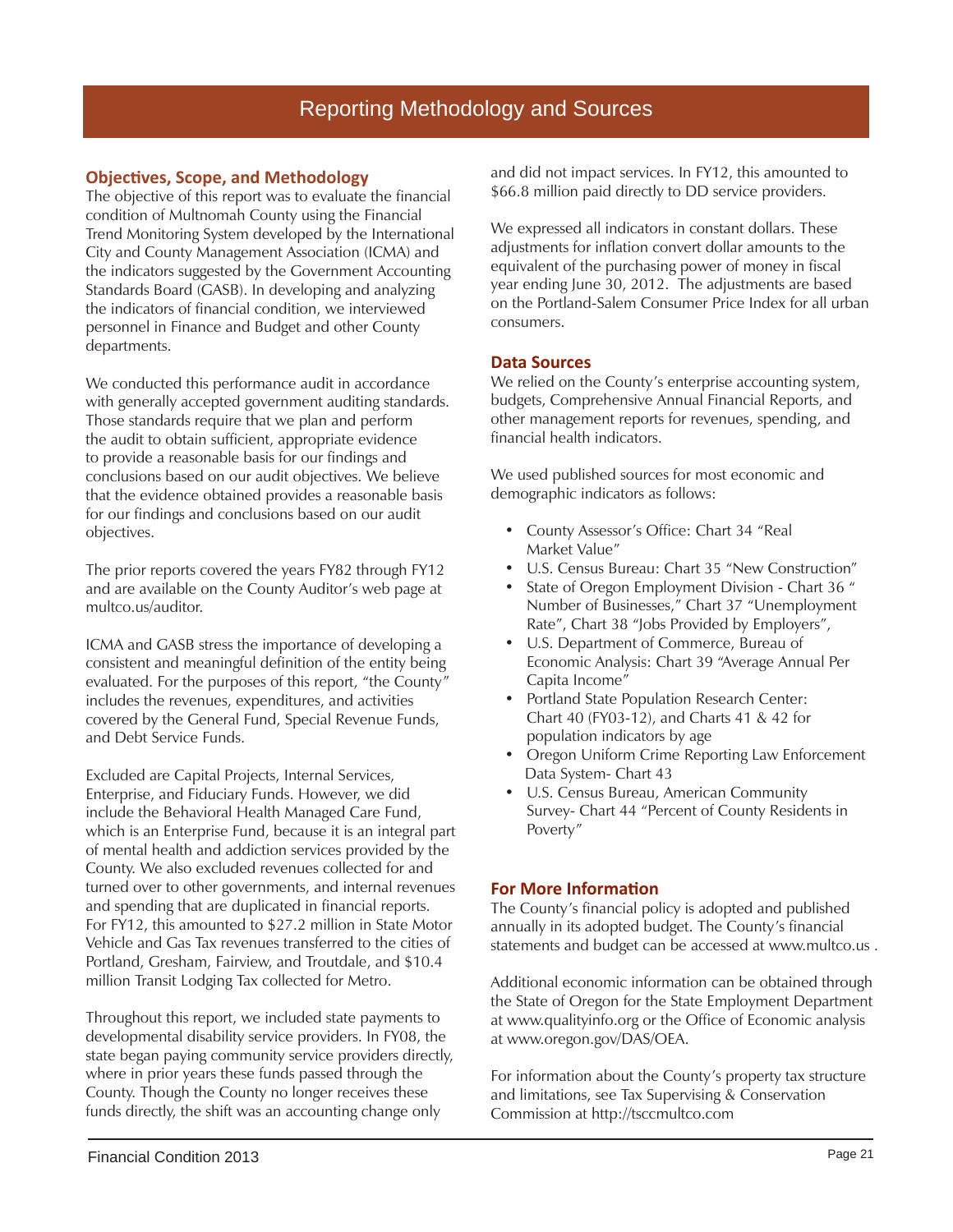# Reporting Methodology and Sources

## Objectives, Scope, and Methodology

The objective of this report was to evaluate the financial condition of Multnomah County using the Financial Trend Monitoring System developed by the International City and County Management Association (ICMA) and the indicators suggested by the Government Accounting Standards Board (GASB). In developing and analyzing the indicators of financial condition, we interviewed personnel in Finance and Budget and other County departments.

We conducted this performance audit in accordance with generally accepted government auditing standards. Those standards require that we plan and perform the audit to obtain sufficient, appropriate evidence to provide a reasonable basis for our findings and conclusions based on our audit objectives. We believe that the evidence obtained provides a reasonable basis for our findings and conclusions based on our audit objectives.

The prior reports covered the years FY82 through FY12 and are available on the County Auditor's web page at multco.us/auditor.

ICMA and GASB stress the importance of developing a consistent and meaningful definition of the entity being evaluated. For the purposes of this report, "the County" includes the revenues, expenditures, and activities covered by the General Fund, Special Revenue Funds, and Debt Service Funds.

Excluded are Capital Projects, Internal Services, Enterprise, and Fiduciary Funds. However, we did include the Behavioral Health Managed Care Fund, which is an Enterprise Fund, because it is an integral part of mental health and addiction services provided by the County. We also excluded revenues collected for and turned over to other governments, and internal revenues and spending that are duplicated in financial reports. For FY12, this amounted to $27.2 million in State Motor Vehicle and Gas Tax revenues transferred to the cities of Portland, Gresham, Fairview, and Troutdale, and $10.4 million Transit Lodging Tax collected for Metro.

Throughout this report, we included state payments to developmental disability service providers. In FY08, the state began paying community service providers directly, where in prior years these funds passed through the County. Though the County no longer receives these funds directly, the shift was an accounting change only and did not impact services. In FY12, this amounted to $66.8 million paid directly to DD service providers.

We expressed all indicators in constant dollars. These adjustments for inflation convert dollar amounts to the equivalent of the purchasing power of money in fiscal year ending June 30, 2012. The adjustments are based on the Portland-Salem Consumer Price Index for all urban consumers.

## Data Sources

We relied on the County's enterprise accounting system, budgets, Comprehensive Annual Financial Reports, and other management reports for revenues, spending, and financial health indicators.

We used published sources for most economic and demographic indicators as follows:

- County Assessor's Office: Chart 34 "Real Market Value"
- U.S. Census Bureau: Chart 35 "New Construction"
- State of Oregon Employment Division - Chart 36 " Number of Businesses," Chart 37 "Unemployment Rate", Chart 38 "Jobs Provided by Employers",
- U.S. Department of Commerce, Bureau of Economic Analysis: Chart 39 "Average Annual Per Capita Income"
- Portland State Population Research Center: Chart 40 (FY03-12), and Charts 41 & 42 for population indicators by age
- Oregon Uniform Crime Reporting Law Enforcement Data System- Chart 43
- U.S. Census Bureau, American Community Survey- Chart 44 "Percent of County Residents in Poverty"

## For More Information

The County's financial policy is adopted and published annually in its adopted budget. The County's financial statements and budget can be accessed at www.multco.us .

Additional economic information can be obtained through the State of Oregon for the State Employment Department at www.qualityinfo.org or the Office of Economic analysis at www.oregon.gov/DAS/OEA.

For information about the County's property tax structure and limitations, see Tax Supervising & Conservation Commission at http://tsccmultco.com